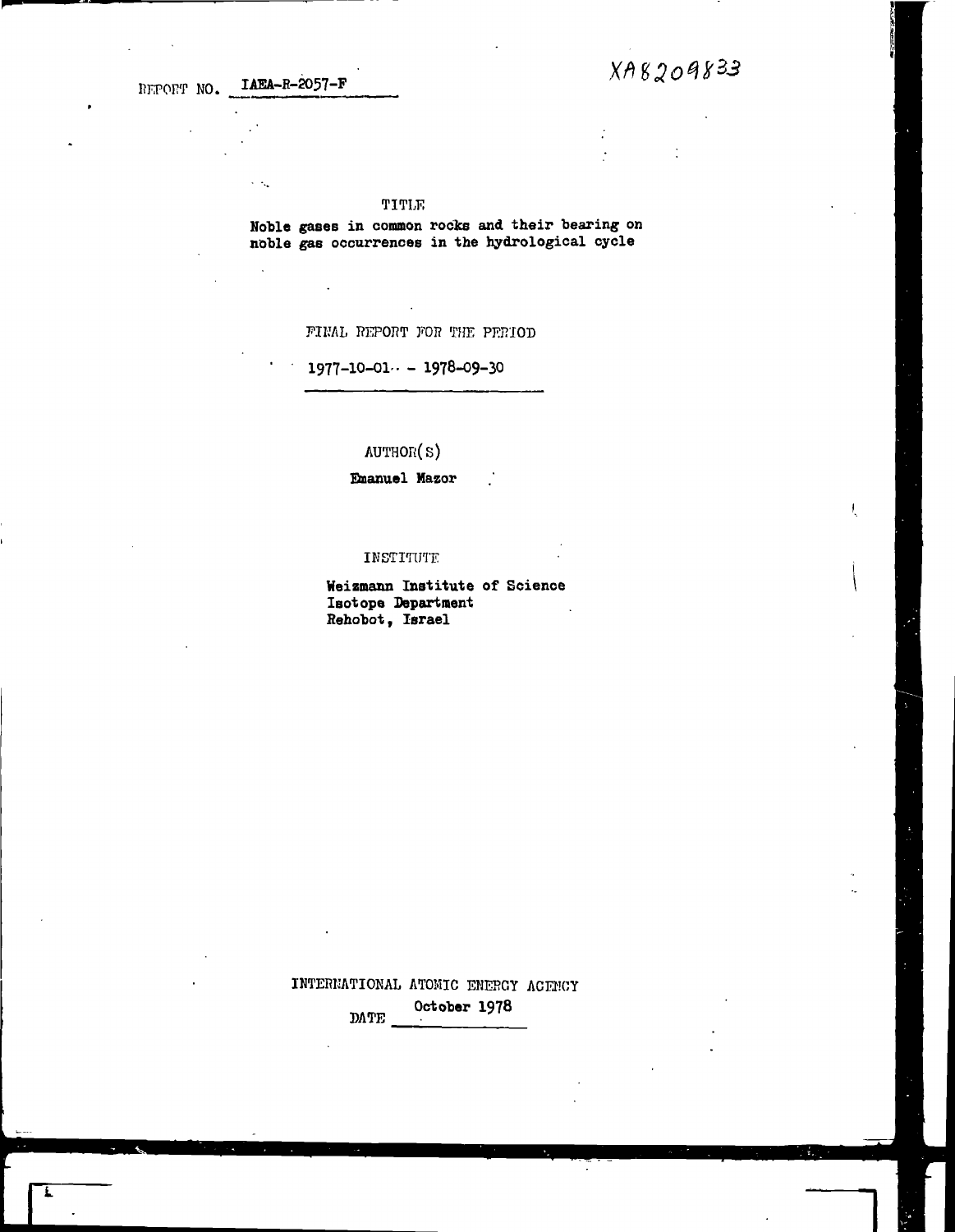REPORT NO. IAEA-R-2057-F

XA8209833

TITLE

**Noble gases in common rocks and their bearing on noble gas occurrences in the hydrological cycle**

FINAL REPORT FOR THE PERIOD

1977-10-01 – 1978-09-30

AUTHOR(S)

**Emanuel Mazor**

INSTITUTE

**Weizmann Institute of Science**
**Isotope Department**
**Rehobot, Israel**

INTERNATIONAL ATOMIC ENERGY AGENCY

DATE October 1978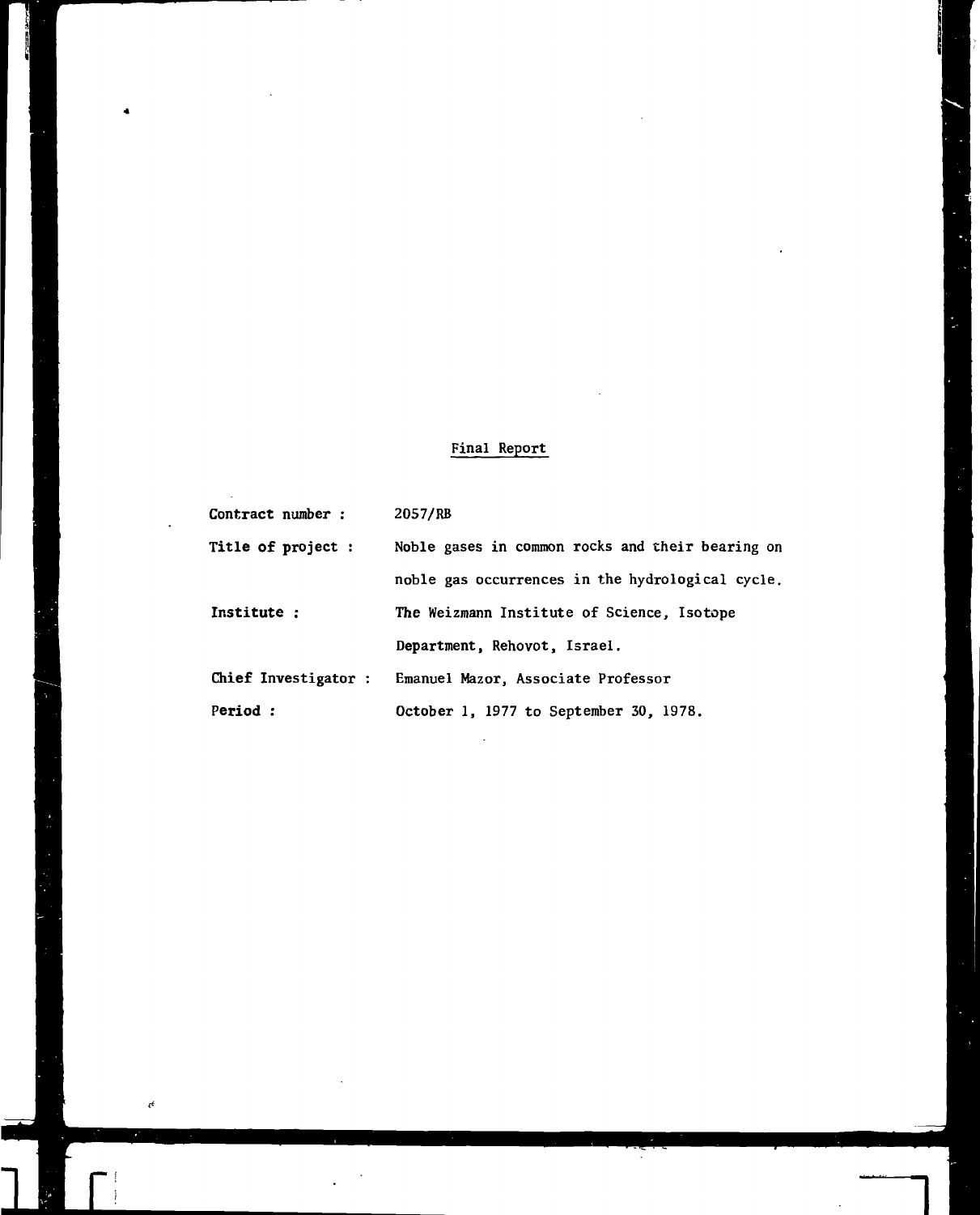## Final Report

| | |
|---|---|
| **Contract number :** | 2057/RB |
| **Title of project :** | Noble gases in common rocks and their bearing on noble gas occurrences in the hydrological cycle. |
| **Institute :** | The Weizmann Institute of Science, Isotope Department, Rehovot, Israel. |
| **Chief Investigator :** | Emanuel Mazor, Associate Professor |
| **Period :** | October 1, 1977 to September 30, 1978. |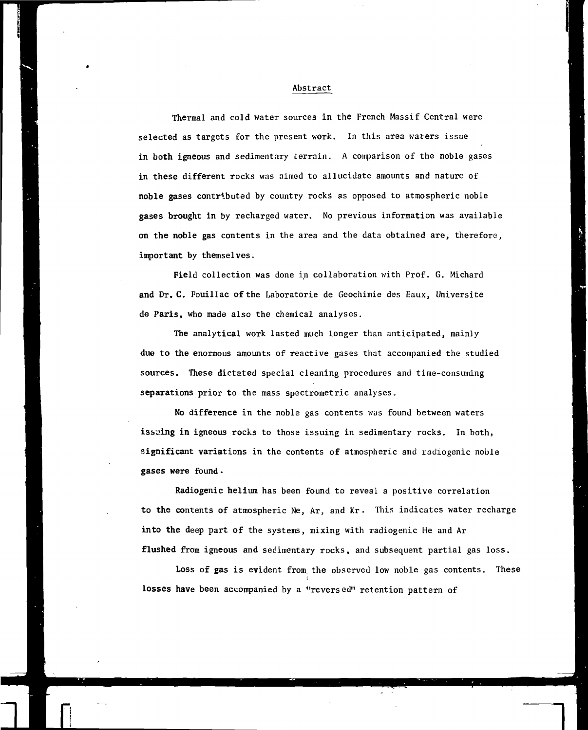## Abstract

Thermal and cold water sources in the French Massif Central were selected as targets for the present work. In this area waters issue in both igneous and sedimentary terrain. A comparison of the noble gases in these different rocks was aimed to allucidate amounts and nature of noble gases contributed by country rocks as opposed to atmospheric noble gases brought in by recharged water. No previous information was available on the noble gas contents in the area and the data obtained are, therefore, important by themselves.

Field collection was done in collaboration with Prof. G. Michard and Dr. C. Fouillac of the Laboratorie de Geochimie des Eaux, Universite de Paris, who made also the chemical analyses.

The analytical work lasted much longer than anticipated, mainly due to the enormous amounts of reactive gases that accompanied the studied sources. These dictated special cleaning procedures and time-consuming separations prior to the mass spectrometric analyses.

No difference in the noble gas contents was found between waters issuing in igneous rocks to those issuing in sedimentary rocks. In both, significant variations in the contents of atmospheric and radiogenic noble gases were found.

Radiogenic helium has been found to reveal a positive correlation to the contents of atmospheric Ne, Ar, and Kr. This indicates water recharge into the deep part of the systems, mixing with radiogenic He and Ar flushed from igneous and sedimentary rocks, and subsequent partial gas loss.

Loss of gas is evident from the observed low noble gas contents. These losses have been accompanied by a "reversed" retention pattern of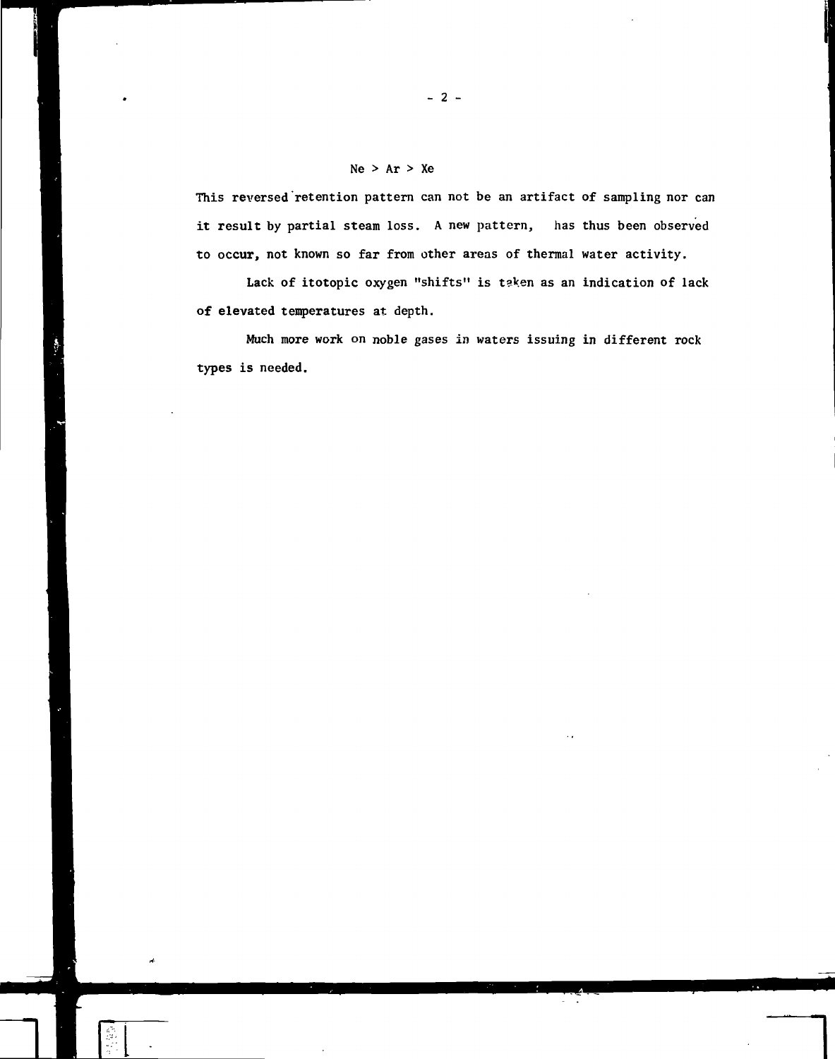$$Ne > Ar > Xe$$

This reversed retention pattern can not be an artifact of sampling nor can it result by partial steam loss. A new pattern, has thus been observed to occur, not known so far from other areas of thermal water activity.

Lack of itotopic oxygen "shifts" is taken as an indication of lack of elevated temperatures at depth.

Much more work on noble gases in waters issuing in different rock types is needed.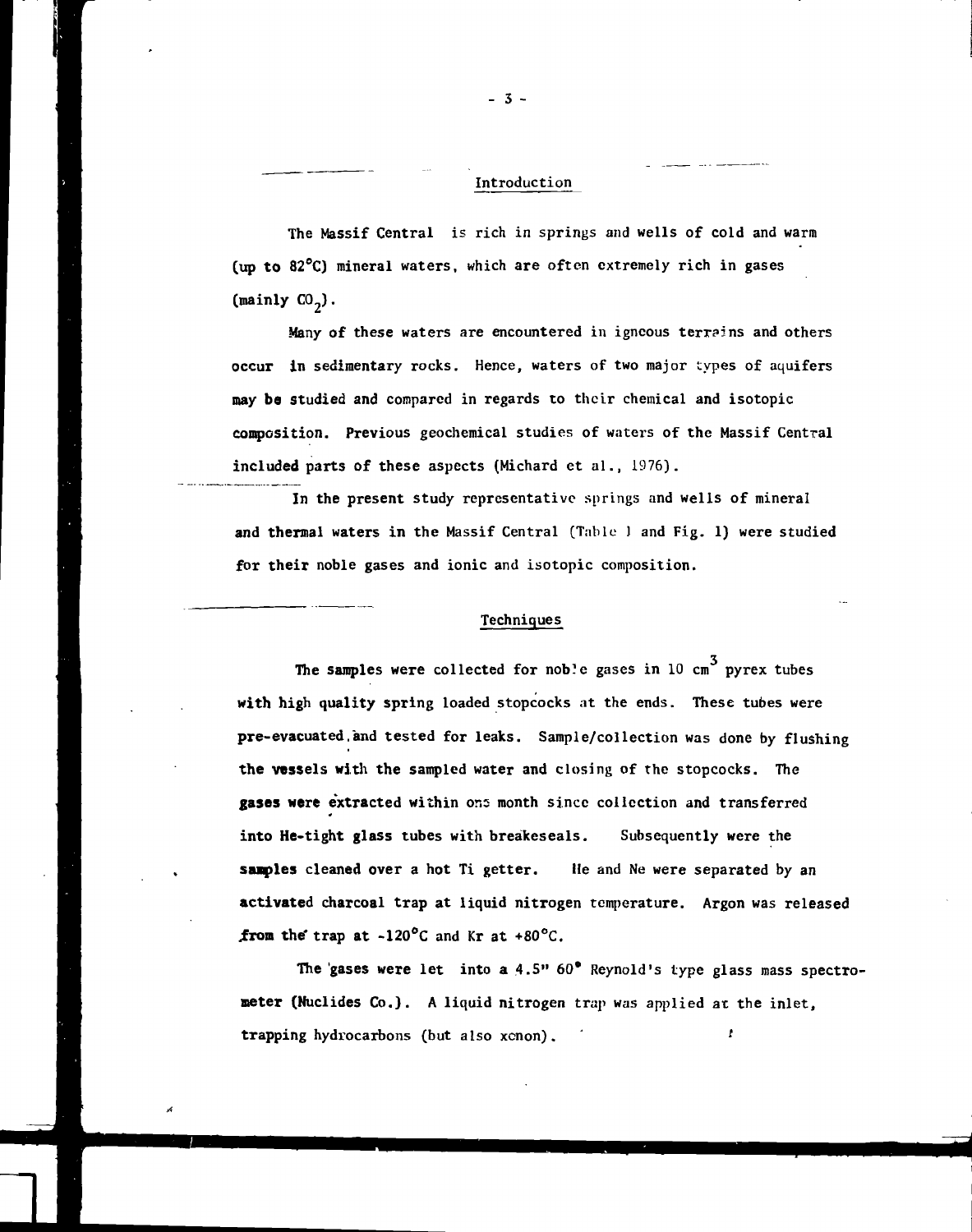## Introduction

The Massif Central is rich in springs and wells of cold and warm (up to 82°C) mineral waters, which are often extremely rich in gases (mainly $CO_2$).

Many of these waters are encountered in igneous terrains and others occur in sedimentary rocks. Hence, waters of two major types of aquifers may be studied and compared in regards to their chemical and isotopic composition. Previous geochemical studies of waters of the Massif Central included parts of these aspects (Michard et al., 1976).

In the present study representative springs and wells of mineral and thermal waters in the Massif Central (Table 1 and Fig. 1) were studied for their noble gases and ionic and isotopic composition.

## Techniques

The samples were collected for noble gases in 10 $cm^3$ pyrex tubes with high quality spring loaded stopcocks at the ends. These tubes were pre-evacuated and tested for leaks. Sample/collection was done by flushing the vessels with the sampled water and closing of the stopcocks. The gases were extracted within one month since collection and transferred into He-tight glass tubes with breakeseals. Subsequently were the samples cleaned over a hot Ti getter. He and Ne were separated by an activated charcoal trap at liquid nitrogen temperature. Argon was released from the trap at -120°C and Kr at +80°C.

The gases were let into a 4.5" 60° Reynold's type glass mass spectrometer (Nuclides Co.). A liquid nitrogen trap was applied at the inlet, trapping hydrocarbons (but also xenon).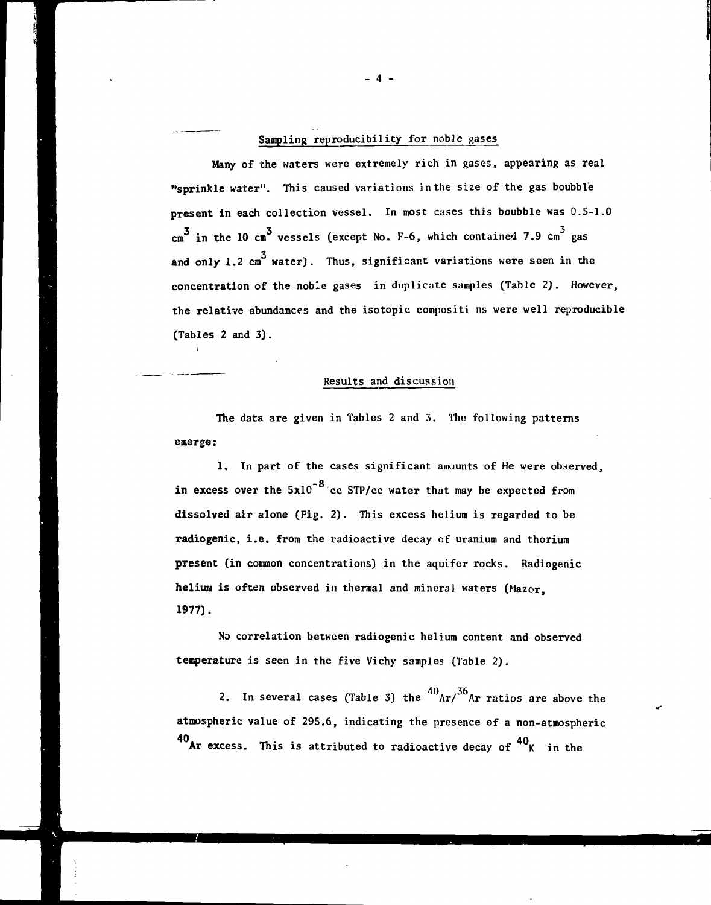## Sampling reproducibility for noble gases

Many of the waters were extremely rich in gases, appearing as real "sprinkle water". This caused variations in the size of the gas boubble present in each collection vessel. In most cases this boubble was 0.5-1.0 $cm^3$ in the 10 $cm^3$ vessels (except No. F-6, which contained 7.9 $cm^3$ gas and only 1.2 $cm^3$ water). Thus, significant variations were seen in the concentration of the noble gases in duplicate samples (Table 2). However, the relative abundances and the isotopic compositi ns were well reproducible (Tables 2 and 3).

## Results and discussion

The data are given in Tables 2 and 3. The following patterns emerge:

1. In part of the cases significant amounts of He were observed, in excess over the $5 \times 10^{-8}$ cc STP/cc water that may be expected from dissolved air alone (Fig. 2). This excess helium is regarded to be radiogenic, i.e. from the radioactive decay of uranium and thorium present (in common concentrations) in the aquifer rocks. Radiogenic helium is often observed in thermal and mineral waters (Mazor, 1977).

No correlation between radiogenic helium content and observed temperature is seen in the five Vichy samples (Table 2).

2. In several cases (Table 3) the $^{40}Ar/^{36}Ar$ ratios are above the atmospheric value of 295.6, indicating the presence of a non-atmospheric $^{40}Ar$ excess. This is attributed to radioactive decay of $^{40}K$ in the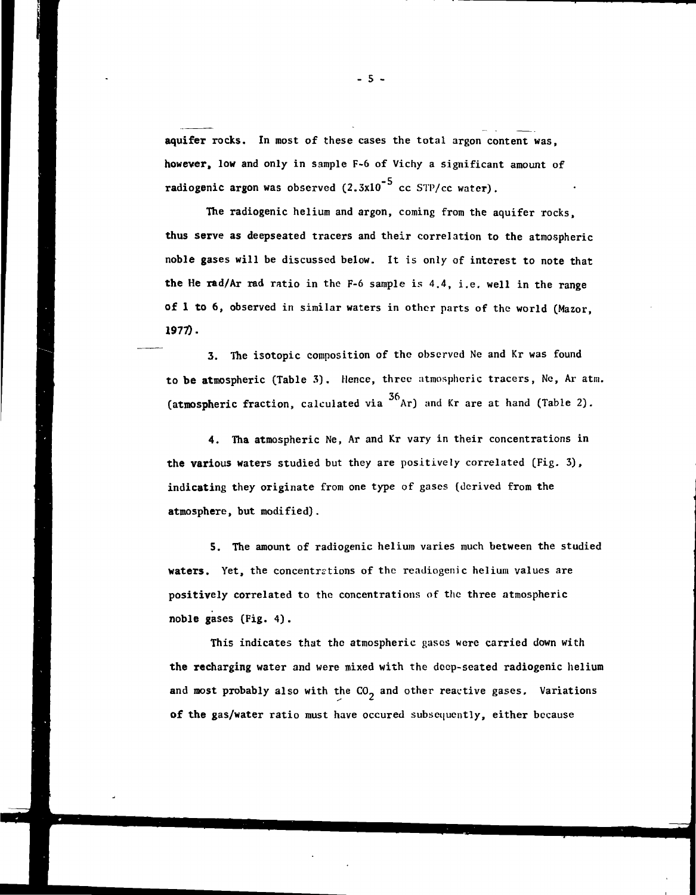aquifer rocks. In most of these cases the total argon content was, however, low and only in sample F-6 of Vichy a significant amount of radiogenic argon was observed ($2.3 \times 10^{-5}$ cc STP/cc water).

The radiogenic helium and argon, coming from the aquifer rocks, thus serve as deepseated tracers and their correlation to the atmospheric noble gases will be discussed below. It is only of interest to note that the He rad/Ar rad ratio in the F-6 sample is 4.4, i.e. well in the range of 1 to 6, observed in similar waters in other parts of the world (Mazor, 1977).

3. The isotopic composition of the observed Ne and Kr was found to be atmospheric (Table 3). Hence, three atmospheric tracers, Ne, Ar atm. (atmospheric fraction, calculated via $^{36}$Ar) and Kr are at hand (Table 2).

4. Tha atmospheric Ne, Ar and Kr vary in their concentrations in the various waters studied but they are positively correlated (Fig. 3), indicating they originate from one type of gases (derived from the atmosphere, but modified).

5. The amount of radiogenic helium varies much between the studied waters. Yet, the concentrations of the readiogenic helium values are positively correlated to the concentrations of the three atmospheric noble gases (Fig. 4).

This indicates that the atmospheric gases were carried down with the recharging water and were mixed with the deep-seated radiogenic helium and most probably also with the $CO_2$ and other reactive gases. Variations of the gas/water ratio must have occured subsequently, either because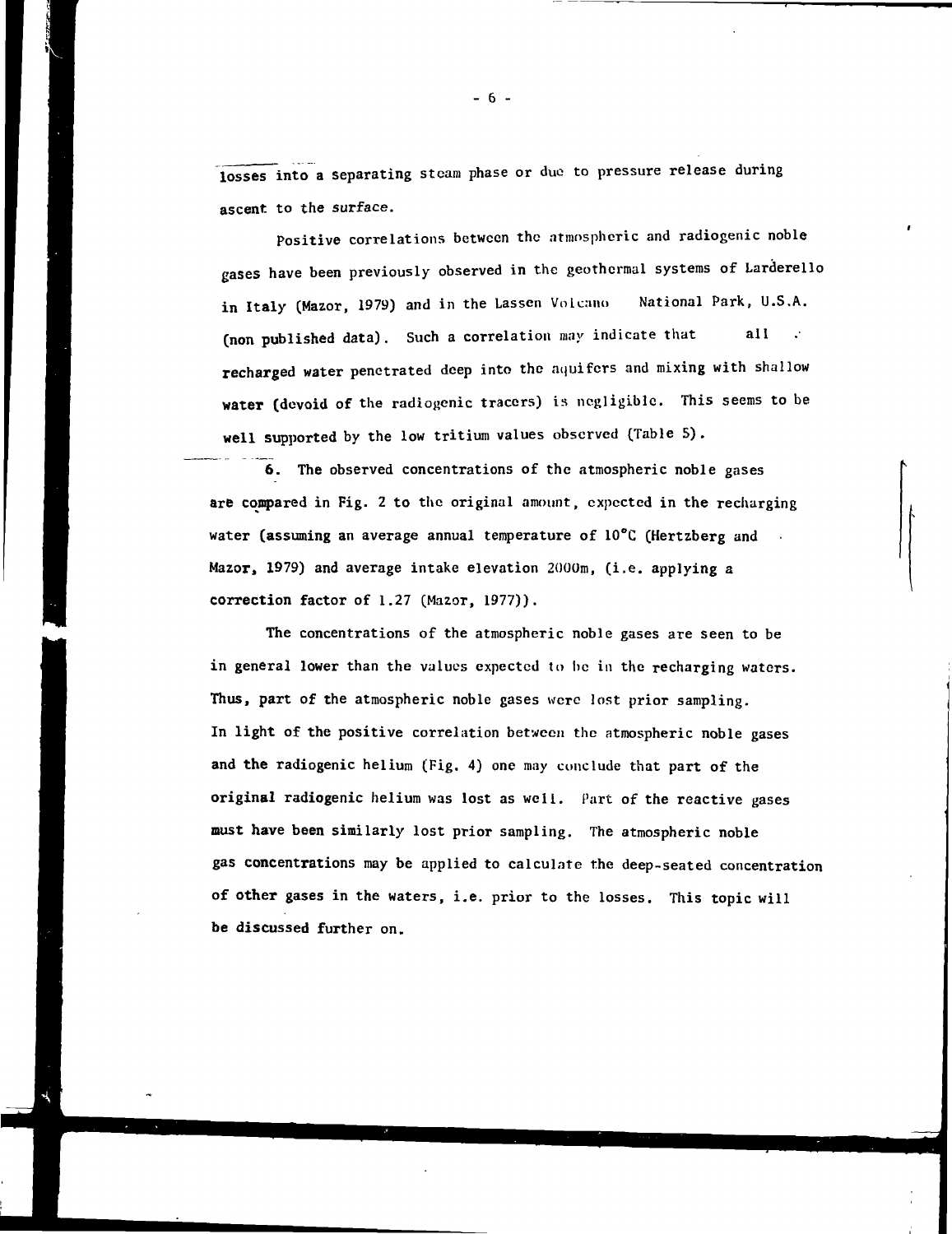losses into a separating steam phase or due to pressure release during ascent to the surface.

Positive correlations between the atmospheric and radiogenic noble gases have been previously observed in the geothermal systems of Larderello in Italy (Mazor, 1979) and in the Lassen Volcano National Park, U.S.A. (non published data). Such a correlation may indicate that all recharged water penetrated deep into the aquifers and mixing with shallow water (devoid of the radiogenic tracers) is negligible. This seems to be well supported by the low tritium values observed (Table 5).

**6.** The observed concentrations of the atmospheric noble gases are compared in Fig. 2 to the original amount, expected in the recharging water (assuming an average annual temperature of 10°C (Hertzberg and Mazor, 1979) and average intake elevation 2000m, (i.e. applying a correction factor of 1.27 (Mazor, 1977)).

The concentrations of the atmospheric noble gases are seen to be in general lower than the values expected to be in the recharging waters. Thus, part of the atmospheric noble gases were lost prior sampling. In light of the positive correlation between the atmospheric noble gases and the radiogenic helium (Fig. 4) one may conclude that part of the original radiogenic helium was lost as well. Part of the reactive gases must have been similarly lost prior sampling. The atmospheric noble gas concentrations may be applied to calculate the deep-seated concentration of other gases in the waters, i.e. prior to the losses. This topic will be discussed further on.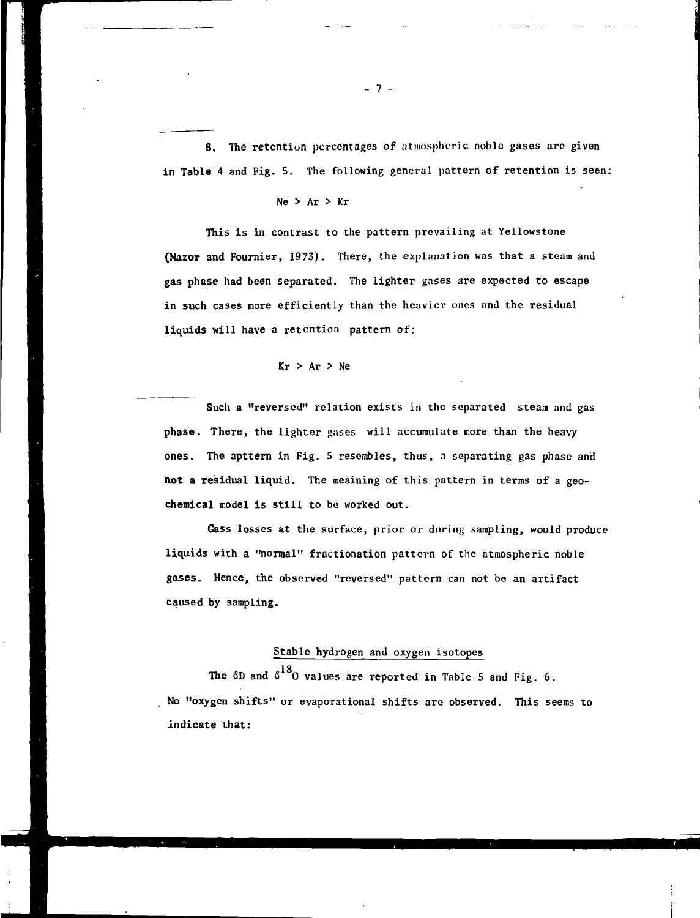8. The retention percentages of atmospheric noble gases are given in Table 4 and Fig. 5. The following general pattern of retention is seen:

Ne > Ar > Kr

This is in contrast to the pattern prevailing at Yellowstone (Mazor and Fournier, 1973). There, the explanation was that a steam and gas phase had been separated. The lighter gases are expected to escape in such cases more efficiently than the heavier ones and the residual liquids will have a retention pattern of:

Kr > Ar > Ne

Such a "reversed" relation exists in the separated steam and gas phase. There, the lighter gases will accumulate more than the heavy ones. The apttern in Fig. 5 resembles, thus, a separating gas phase and not a residual liquid. The meaining of this pattern in terms of a geochemical model is still to be worked out.

Gass losses at the surface, prior or during sampling, would produce liquids with a "normal" fractionation pattern of the atmospheric noble gases. Hence, the observed "reversed" pattern can not be an artifact caused by sampling.

## Stable hydrogen and oxygen isotopes

The $\delta D$ and $\delta^{18}O$ values are reported in Table 5 and Fig. 6. No "oxygen shifts" or evaporational shifts are observed. This seems to indicate that: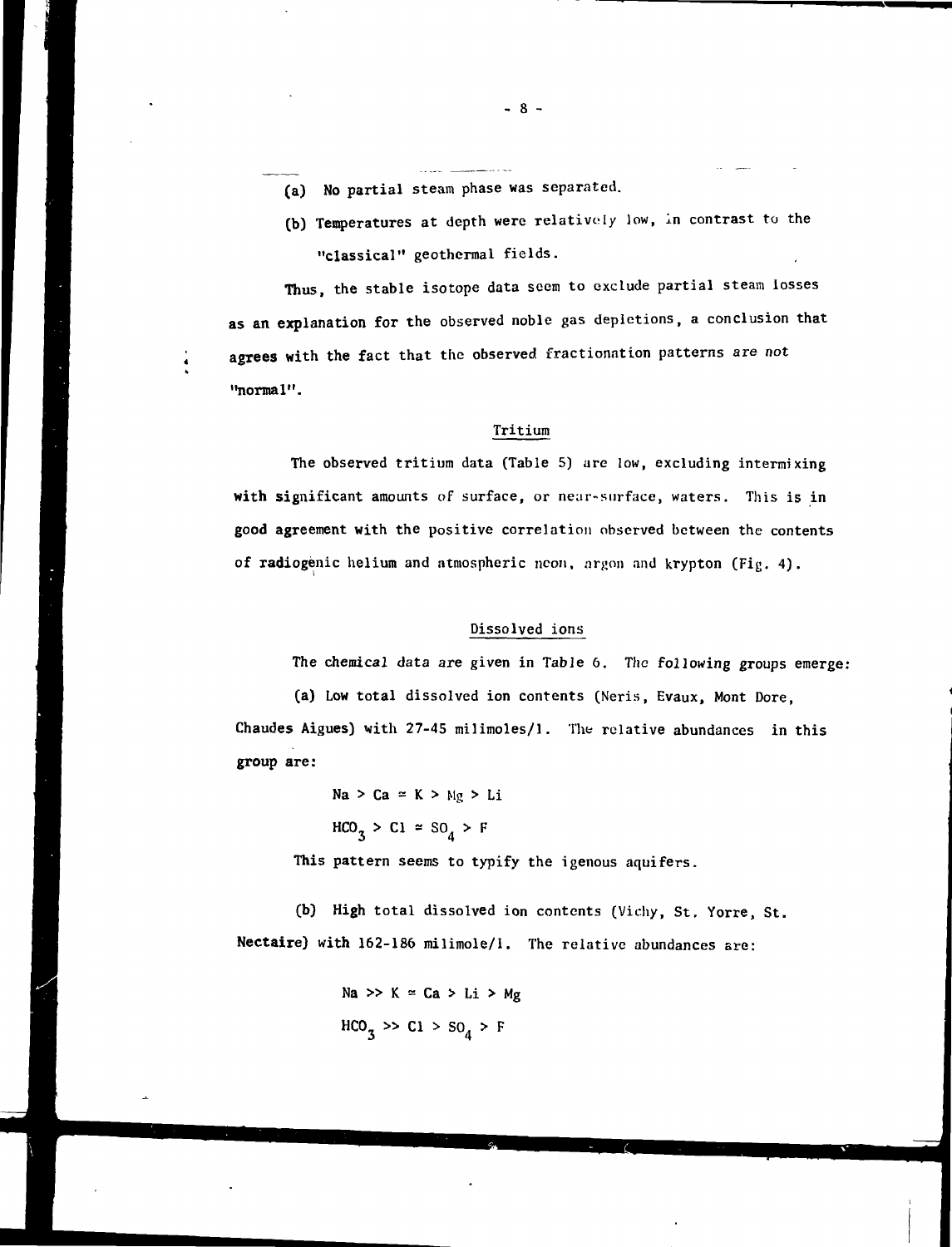(a) No partial steam phase was separated.

(b) Temperatures at depth were relatively low, in contrast to the "classical" geothermal fields.

Thus, the stable isotope data seem to exclude partial steam losses as an explanation for the observed noble gas depletions, a conclusion that agrees with the fact that the observed fractionation patterns are not "normal".

## Tritium

The observed tritium data (Table 5) are low, excluding intermixing with significant amounts of surface, or near-surface, waters. This is in good agreement with the positive correlation observed between the contents of radiogenic helium and atmospheric neon, argon and krypton (Fig. 4).

## Dissolved ions

The chemical data are given in Table 6. The following groups emerge:

(a) Low total dissolved ion contents (Neris, Evaux, Mont Dore, Chaudes Aigues) with 27-45 milimoles/l. The relative abundances in this group are:

$$Na > Ca \approx K > Mg > Li$$

$$HCO_3 > Cl \approx SO_4 > F$$

This pattern seems to typify the igenous aquifers.

(b) High total dissolved ion contents (Vichy, St. Yorre, St. Nectaire) with 162-186 milimole/l. The relative abundances are:

$$Na >> K \approx Ca > Li > Mg$$

$$HCO_3 >> Cl > SO_4 > F$$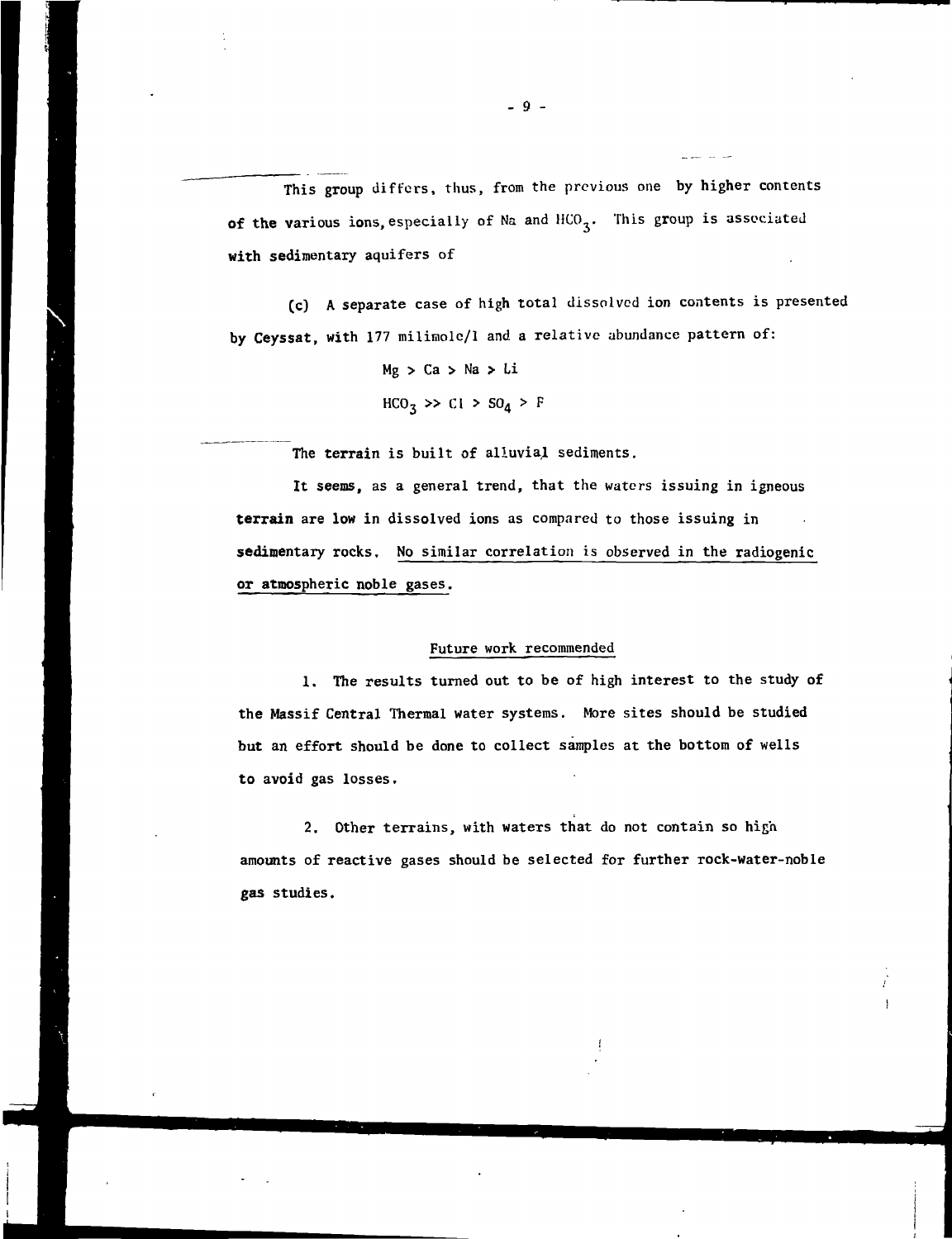This group differs, thus, from the previous one by higher contents of the various ions, especially of Na and $HCO_3$. This group is associated with sedimentary aquifers of

(c) A separate case of high total dissolved ion contents is presented by Ceyssat, with 177 milimole/l and a relative abundance pattern of:

$$Mg > Ca > Na > Li$$

$$HCO_3 >> Cl > SO_4 > F$$

The terrain is built of alluvial sediments.

It seems, as a general trend, that the waters issuing in igneous terrain are low in dissolved ions as compared to those issuing in sedimentary rocks. No similar correlation is observed in the radiogenic or atmospheric noble gases.

## Future work recommended

1. The results turned out to be of high interest to the study of the Massif Central Thermal water systems. More sites should be studied but an effort should be done to collect samples at the bottom of wells to avoid gas losses.

2. Other terrains, with waters that do not contain so high amounts of reactive gases should be selected for further rock-water-noble gas studies.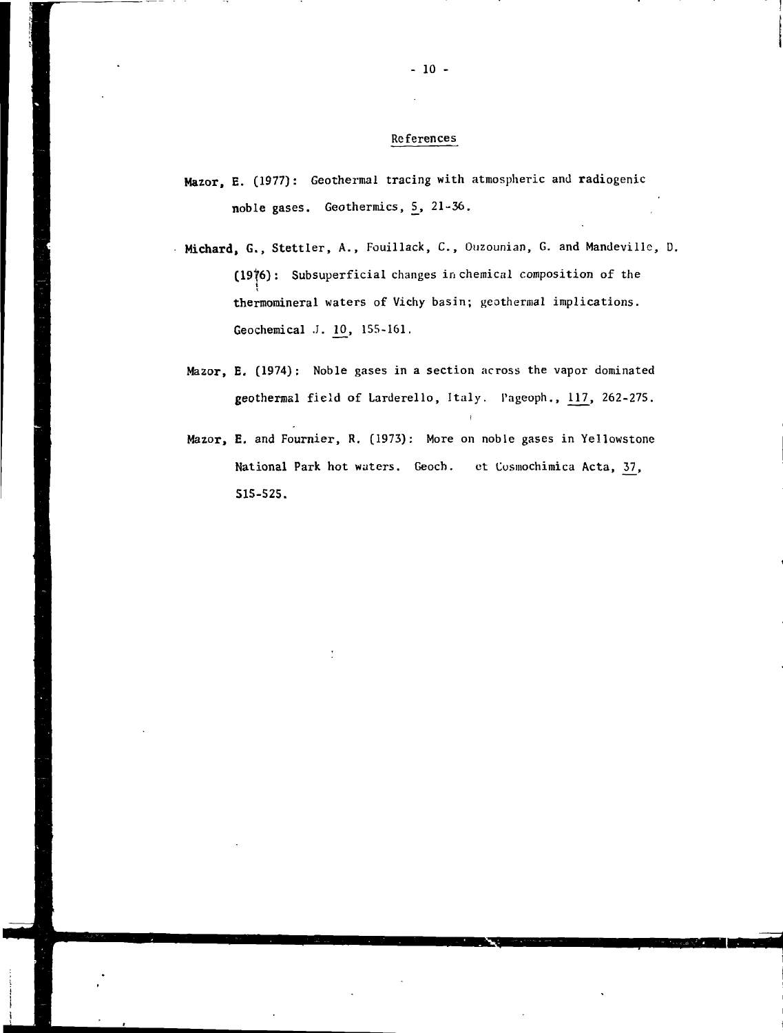## References

**Mazor, E.** (1977): Geothermal tracing with atmospheric and radiogenic noble gases. Geothermics, 5, 21-36.

**Michard, G.**, Stettler, A., Fouillack, C., Ouzounian, G. and Mandeville, D. (1976): Subsuperficial changes in chemical composition of the thermomineral waters of Vichy basin; geothermal implications. Geochemical J. 10, 155-161.

**Mazor, E.** (1974): Noble gases in a section across the vapor dominated geothermal field of Larderello, Italy. Pageoph., 117, 262-275.

**Mazor, E.** and Fournier, R. (1973): More on noble gases in Yellowstone National Park hot waters. Geoch. et Cosmochimica Acta, 37, 515-525.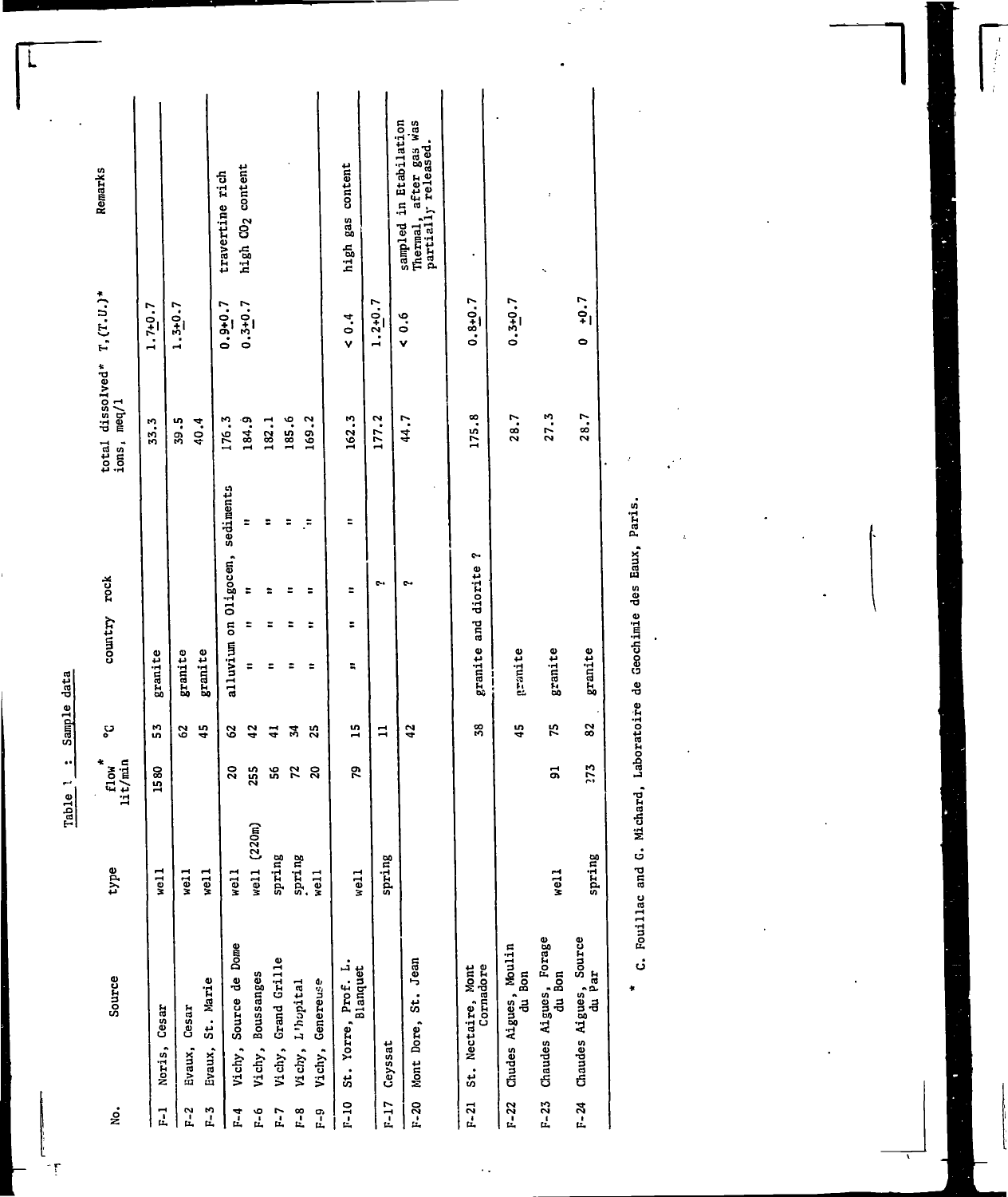Table 1 : Sample data

| No. | Source | type | flow* lit/min | °C | country rock | total dissolved* ions, meq/l | T, (T.U.)* | Remarks |
|---|---|---|---|---|---|---|---|---|
| F-1 | Noris, Cesar | well | 1580 | 53 | granite | 33.3 | 1.7±0.7 | |
| F-2 | Evaux, Cesar | well | | 62 | granite | 39.5 | 1.3±0.7 | |
| F-3 | Evaux, St. Marie | well | | 45 | granite | 40.4 | | |
| F-4 | Vichy, Source de Dome | well | 20 | 62 | alluvium on Oligocen, sediments | 176.3 | 0.9±0.7 | travertine rich |
| F-6 | Vichy, Boussanges | well (220m) | 255 | 42 | " " " " | 184.9 | 0.3±0.7 | high $CO_2$ content |
| F-7 | Vichy, Grand Grille | spring | 56 | 41 | " " " " | 182.1 | | |
| F-8 | Vichy, L'hopital | spring | 72 | 34 | " " " " | 185.6 | | |
| F-9 | Vichy, Genereuse | well | 20 | 25 | " " " " | 169.2 | | |
| F-10 | St. Yorre, Prof. L. Blanquet | well | 79 | 15 | " " " " | 162.3 | < 0.4 | high gas content |
| F-17 | Ceyssat | spring | | 11 | ? | 177.2 | 1.2±0.7 | |
| F-20 | Mont Dore, St. Jean | | | 42 | ? | 44.7 | < 0.6 | sampled in Etablation Thermal, after gas was partially released. |
| F-21 | St. Nectaire, Mont Cornadore | | | 38 | granite and diorite ? | 175.8 | 0.8±0.7 | |
| F-22 | Chudes Aigues, Moulin du Bon | | | 45 | granite | 28.7 | 0.3±0.7 | |
| F-23 | Chaudes Aigues, Forage du Bon | well | 91 | 75 | granite | 27.3 | | |
| F-24 | Chaudes Aigues, Source du Par | spring | 273 | 82 | granite | 28.7 | 0 ±0.7 | |

\* C. Fouillac and G. Michard, Laboratoire de Geochimie des Eaux, Paris.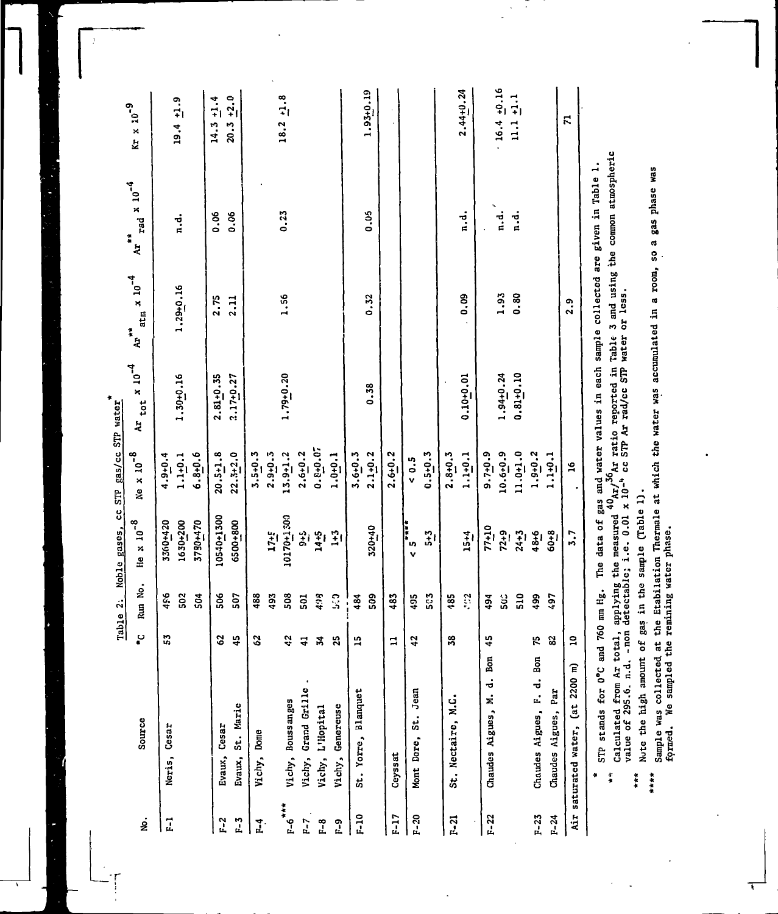Table 2: Noble gases, cc STP gas/cc STP water*

| No. | Source | °C | Run No. | He x $10^{-8}$ | Ne x $10^{-8}$ | $Ar_{tot}$ x $10^{-4}$ | $Ar^{**}_{atm}$ x $10^{-4}$ | $Ar^{**}_{rad}$ x $10^{-4}$ | Kr x $10^{-9}$ |
|---|---|---|---|---|---|---|---|---|---|
| F-1 | Neris, Cesar | 53 | 496 | 3360±420 | 4.9±0.4 | | | | |
| | | | 502 | 1630±200 | 1.1±0.1 | 1.30±0.16 | 1.29±0.16 | n.d. | 19.4 ±1.9 |
| | | | 504 | 3790±470 | 6.8±0.6 | | | | |
| F-2 | Evaux, Cesar | 62 | 506 | 10540±1300 | 20.5±1.8 | 2.81±0.35 | 2.75 | 0.06 | 14.3 ±1.4 |
| F-3 | Evaux, St. Marie | 45 | 507 | 6500±800 | 22.3±2.0 | 2.17±0.27 | 2.11 | 0.06 | 20.3 ±2.0 |
| F-4 | Vichy, Dome | 62 | 488 | | 3.5±0.3 | | | | |
| | | | 493 | 17±5 | 2.9±0.3 | | | | |
| F-6*** | Vichy, Boussanges | 42 | 508 | 10170±1300 | 13.9±1.2 | 1.79±0.20 | 1.56 | 0.23 | 18.2 ±1.8 |
| F-7 | Vichy, Grand Grille | 41 | 501 | 9±5 | 2.6±0.2 | | | | |
| F-8 | Vichy, L'Hopital | 34 | 498 | 14±5 | 0.80±0.07 | | | | |
| F-9 | Vichy, Genereuse | 25 | 500 | 1±5 | 1.0±0.1 | | | | |
| F-10 | St. Yorre, Blanquet | 15 | 484 | | 3.6±0.3 | | | | |
| | | | 509 | 320±40 | 2.1±0.2 | 0.38 | 0.32 | 0.05 | 1.93±0.19 |
| F-17 | Ceyssat | 11 | 483 | | 2.6±0.2 | | | | |
| F-20 | Mont Dore, St. Jean | 42 | 495 | < 5**** | < 0.5 | | | | |
| | | | 503 | 5±5 | 0.5±0.3 | | | | |
| F-21 | St. Nectaire, M.C. | 38 | 485 | | 2.8±0.3 | | | | |
| | | | 492 | 15±4 | 1.1±0.1 | 0.10±0.01 | 0.09 | n.d. | 2.44±0.24 |
| F-22 | Chaudes Aigues, M. d. Bon | 45 | 494 | 77±10 | 9.7±0.9 | | | | |
| | | | 505 | 72±9 | 10.6±0.9 | 1.94±0.24 | 1.93 | n.d. | 16.4 ±0.16 |
| | | | 510 | 24±3 | 11.0±1.0 | 0.81±0.10 | 0.80 | n.d. | 11.1 ±1.1 |
| F-23 | Chaudes Aigues, F. d. Bon | 75 | 499 | 48±6 | 1.9±0.2 | | | | |
| F-24 | Chaudes Aigues, Par | 82 | 497 | 60±8 | 1.1±0.1 | | | | |
| Air saturated water, (at 2200 m) | | 10 | | 3.7 | 16 | | 2.9 | | 71 |

\* STP stands for 0°C and 760 mm Hg. The data of gas and water values in each sample collected are given in Table 1.

\*\* Calculated from Ar total, applying the measured $^{40}Ar/^{36}Ar$ ratio reported in Table 3 and using the common atmospheric value of 295.6. n.d. - non detectable; i.e. 0.01 x $10^{-4}$ cc STP Ar rad/cc STP water or less.

\*\*\* Note the high amount of gas in the sample (Table 1).

\*\*\*\* Sample was collected at the Etabliation Thermale at which the water was accumulated in a room, so a gas phase was formed. We sampled the remining water phase.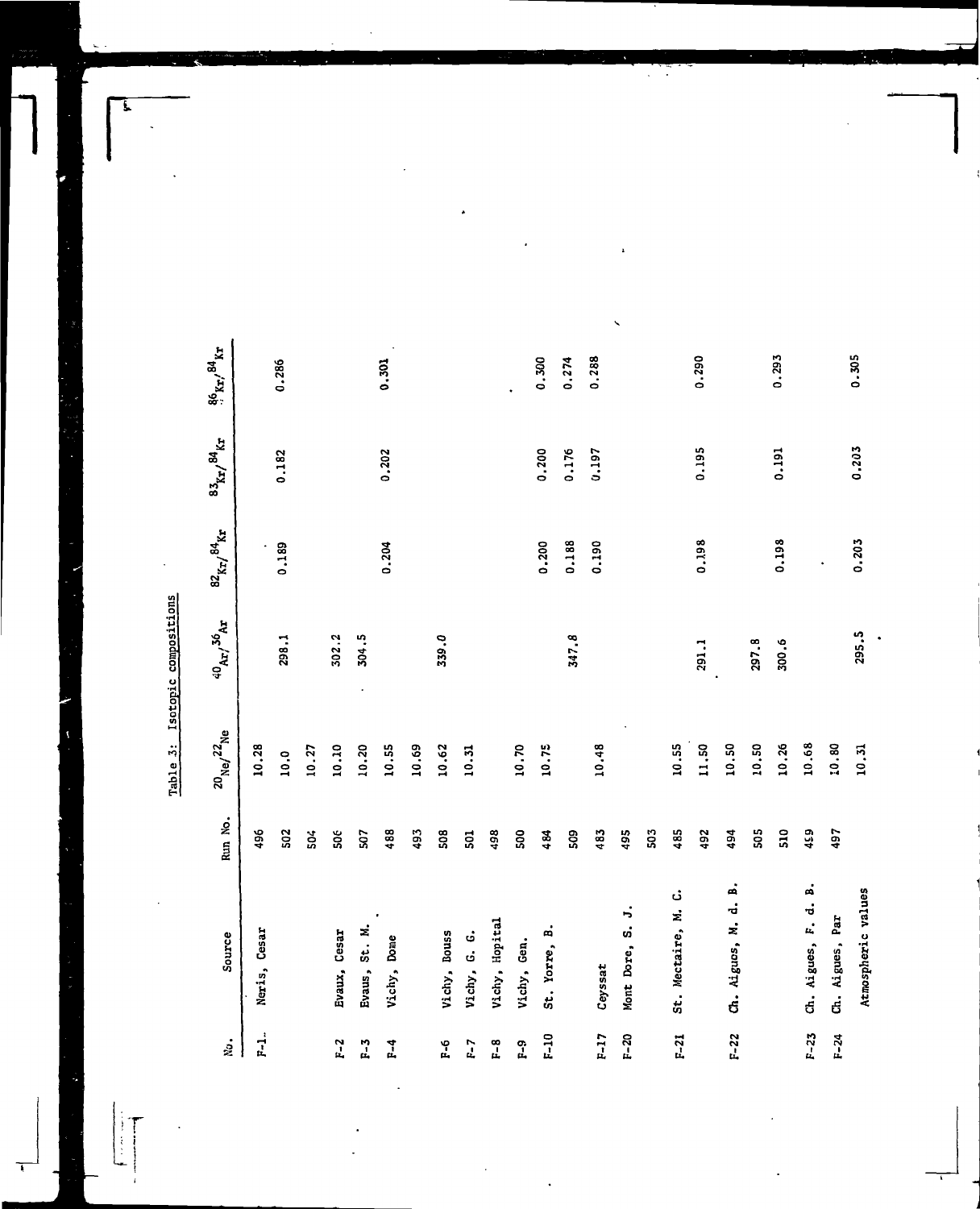Table 3: Isotopic compositions

| No. | Source | Run No. | $^{20}Ne/^{22}Ne$ | $^{40}Ar/^{36}Ar$ | $^{82}Kr/^{84}Kr$ | $^{83}Kr/^{84}Kr$ | $^{86}Kr/^{84}Kr$ |
|---|---|---|---|---|---|---|---|
| F-1 | Neris, Cesar | 496 | 10.28 | | | | |
| | | 502 | 10.0 | 298.1 | 0.189 | 0.182 | 0.286 |
| | | 504 | 10.27 | | | | |
| F-2 | Evaux, Cesar | 506 | 10.10 | 302.2 | | | |
| F-3 | Evaus, St. M. | 507 | 10.20 | 304.5 | | | |
| F-4 | Vichy, Dome | 488 | 10.55 | | 0.204 | 0.202 | 0.301 |
| | | 493 | 10.69 | | | | |
| F-6 | Vichy, Bouss | 508 | 10.62 | 339.0 | | | |
| F-7 | Vichy, G. G. | 501 | 10.31 | | | | |
| F-8 | Vichy, Hopital | 498 | | | | | |
| F-9 | Vichy, Gen. | 500 | 10.70 | | | | |
| F-10 | St. Yorre, B. | 484 | 10.75 | | 0.200 | 0.200 | 0.300 |
| | | 509 | | 347.8 | 0.188 | 0.176 | 0.274 |
| F-17 | Ceyssat | 483 | 10.48 | | 0.190 | 0.197 | 0.288 |
| F-20 | Mont Dore, S. J. | 495 | | | | | |
| | | 503 | | | | | |
| F-21 | St. Nectaire, M. C. | 485 | 10.55 | | | | |
| | | 492 | 11.50 | 291.1 | 0.198 | 0.195 | 0.290 |
| F-22 | Ch. Aigues, M. d. B. | 494 | 10.50 | | | | |
| | | 505 | 10.50 | 297.8 | | | |
| | | 510 | 10.26 | 300.6 | 0.198 | 0.191 | 0.293 |
| F-23 | Ch. Aigues, F. d. B. | 499 | 10.68 | | | | |
| F-24 | Ch. Aigues, Par | 497 | 10.80 | | | | |
| | Atmospheric values | | 10.31 | 295.5 | 0.203 | 0.203 | 0.305 |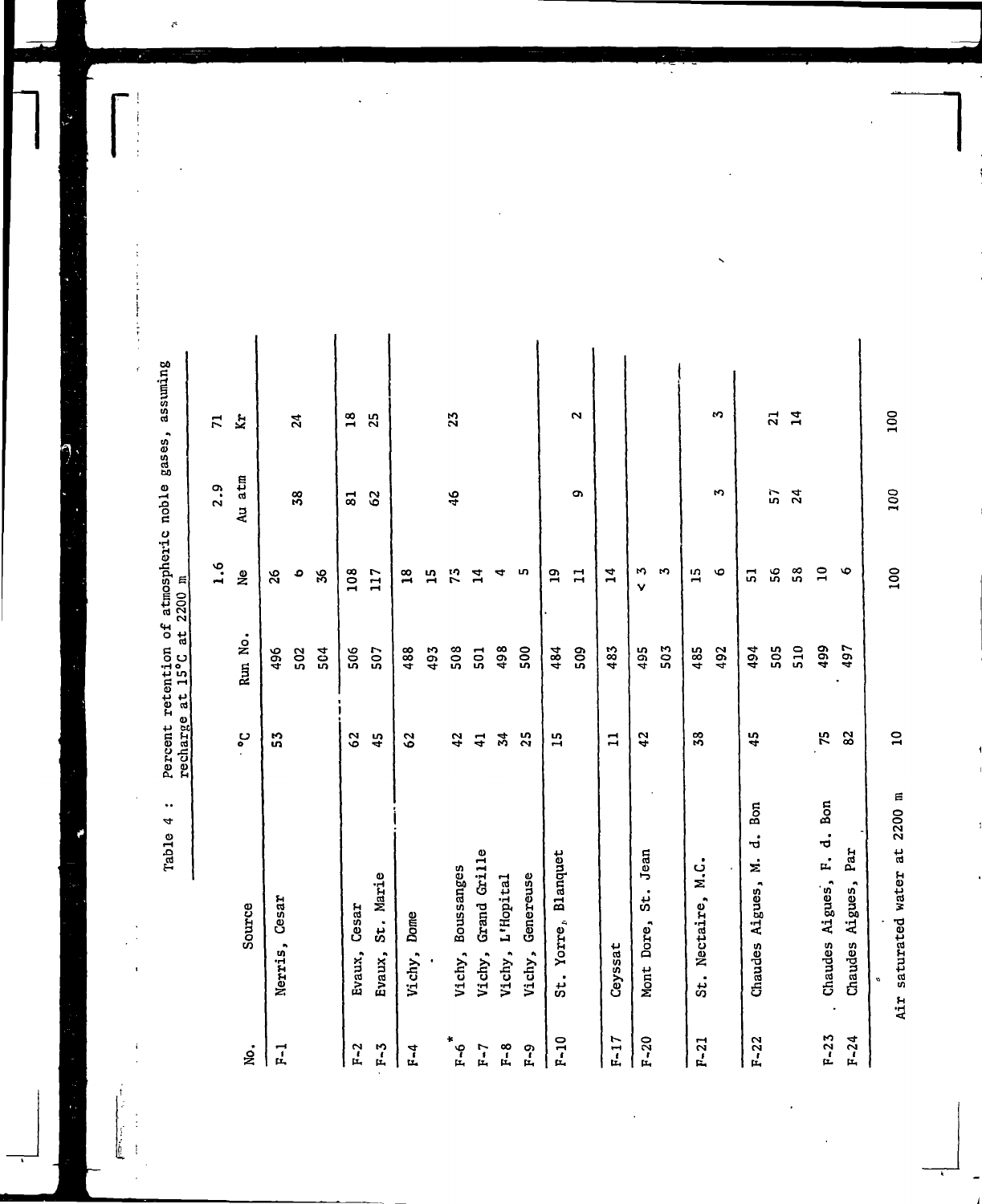Table 4 : Percent retention of atmospheric noble gases, assuming recharge at 15°C at 2200 m

| No. | Source | °C | Run No. | Ne | Ar | Kr |
|---|---|---|---|---|---|---|
| | | | | 1.6 | 2.9 | 71 |
| | | | | | Au atm | |
| F-1 | Nerris, Cesar | 53 | 496 | 26 | | |
| | | | 502 | 6 | 38 | 24 |
| | | | 504 | 36 | | |
| F-2 | Evaux, Cesar | 62 | 506 | 108 | 81 | 18 |
| F-3 | Evaux, St. Marie | 45 | 507 | 117 | 62 | 25 |
| F-4 | Vichy, Dome | 62 | 488 | 18 | | |
| | | | 493 | 15 | | |
| F-6* | Vichy, Boussanges | 42 | 508 | 73 | 46 | 23 |
| F-7 | Vichy, Grand Grille | 41 | 501 | 14 | | |
| F-8 | Vichy, L'Hopital | 34 | 498 | 4 | | |
| F-9 | Vichy, Genereuse | 25 | 500 | 5 | | |
| F-10 | St. Yorre, Blanquet | 15 | 484 | 19 | | |
| | | | 509 | 11 | 9 | 2 |
| F-17 | Ceyssat | 11 | 483 | 14 | | |
| F-20 | Mont Dore, St. Jean | 42 | 495 | < 3 | | |
| | | | 503 | 3 | | |
| F-21 | St. Nectaire, M.C. | 38 | 485 | 15 | | |
| | | | 492 | 6 | 3 | 3 |
| F-22 | Chaudes Aigues, M. d. Bon | 45 | 494 | 51 | | |
| | | | 505 | 56 | 57 | 21 |
| | | | 510 | 58 | 24 | 14 |
| F-23 | Chaudes Aigues, F. d. Bon | 75 | 499 | 10 | | |
| F-24 | Chaudes Aigues, Par | 82 | 497 | 6 | | |
| | Air saturated water at 2200 m | 10 | | 100 | 100 | 100 |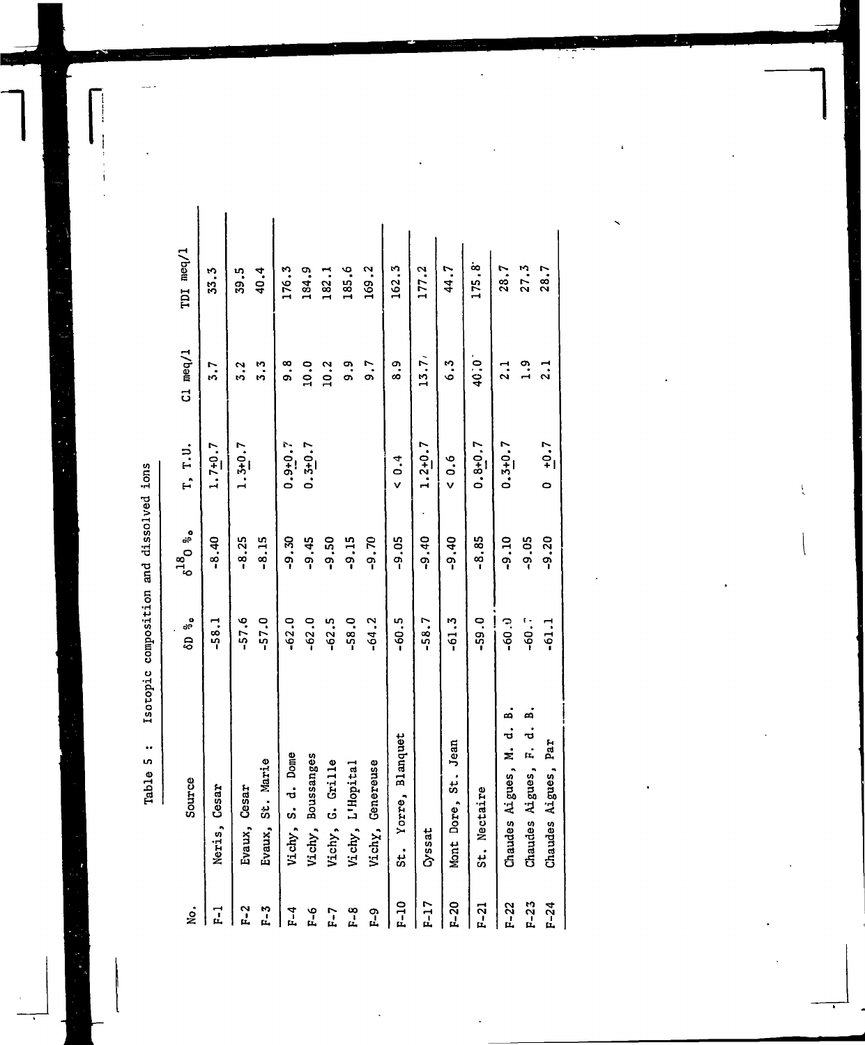Table 5 : Isotopic composition and dissolved ions

| No. | Source | δD ‰ | $\delta^{18}O$ ‰ | T, T.U. | Cl meq/l | TDI meq/l |
|---|---|---|---|---|---|---|
| F-1 | Neris, Cesar | -58.1 | -8.40 | 1.7±0.7 | 3.7 | 33.3 |
| F-2 | Evaux, Cesar | -57.6 | -8.25 | 1.3±0.7 | 3.2 | 39.5 |
| F-3 | Evaux, St. Marie | -57.0 | -8.15 | | 3.3 | 40.4 |
| F-4 | Vichy, S. d. Dome | -62.0 | -9.30 | 0.9±0.7 | 9.8 | 176.3 |
| F-6 | Vichy, Boussanges | -62.0 | -9.45 | 0.3±0.7 | 10.0 | 184.9 |
| F-7 | Vichy, G. Grille | -62.5 | -9.50 | | 10.2 | 182.1 |
| F-8 | Vichy, L'Hopital | -58.0 | -9.15 | | 9.9 | 185.6 |
| F-9 | Vichy, Genereuse | -64.2 | -9.70 | | 9.7 | 169.2 |
| F-10 | St. Yorre, Blanquet | -60.5 | -9.05 | < 0.4 | 8.9 | 162.3 |
| F-17 | Cyssat | -58.7 | -9.40 | 1.2±0.7 | 13.7 | 177.2 |
| F-20 | Mont Dore, St. Jean | -61.3 | -9.40 | < 0.6 | 6.3 | 44.7 |
| F-21 | St. Nectaire | -59.0 | -8.85 | 0.8±0.7 | 40.0 | 175.8 |
| F-22 | Chaudes Aigues, M. d. B. | -60.0 | -9.10 | 0.3±0.7 | 2.1 | 28.7 |
| F-23 | Chaudes Aigues, F. d. B. | -60.7 | -9.05 | | 1.9 | 27.3 |
| F-24 | Chaudes Aigues, Par | -61.1 | -9.20 | 0 ±0.7 | 2.1 | 28.7 |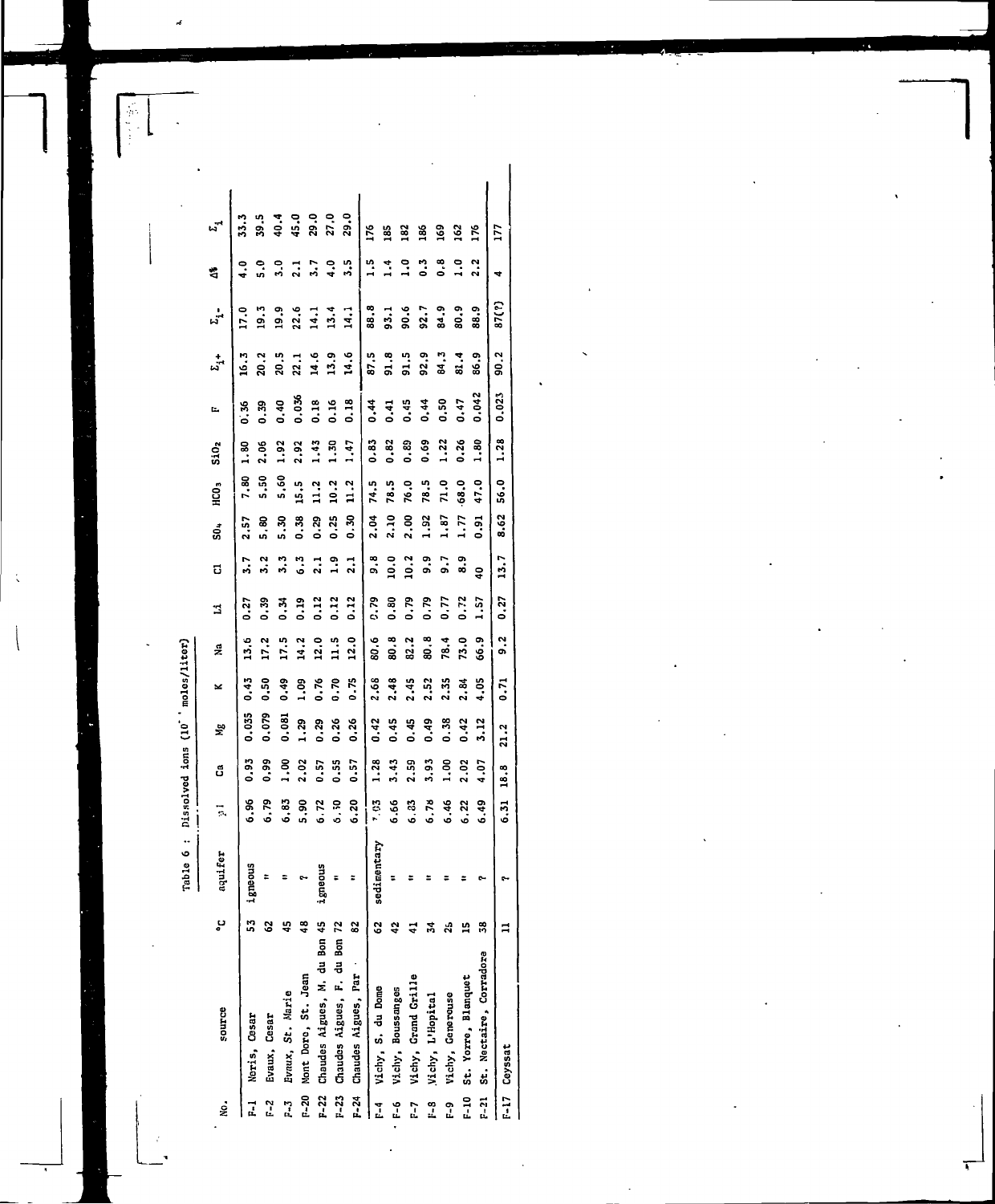Table 6 : Dissolved ions ($10^{-3}$ moles/liter)

| No. | source | °C | aquifer | pH | Ca | Mg | K | Na | Li | Cl | $SO_4$ | $HCO_3$ | $SiO_2$ | F | $\Sigma_i+$ | $\Sigma_i-$ | Δ% | $\Sigma_i$ |
|---|---|---|---|---|---|---|---|---|---|---|---|---|---|---|---|---|---|---|
| F-1 | Neris, Cesar | 53 | igneous | 6.96 | 0.93 | 0.035 | 0.43 | 13.6 | 0.27 | 3.7 | 2.57 | 7.80 | 1.80 | 0.36 | 16.3 | 17.0 | 4.0 | 33.3 |
| F-2 | Evaux, Cesar | 62 | " | 6.79 | 0.99 | 0.079 | 0.50 | 17.2 | 0.39 | 3.2 | 5.80 | 5.50 | 2.06 | 0.39 | 20.2 | 19.3 | 5.0 | 39.5 |
| F-3 | Evaux, St. Marie | 45 | " | 6.83 | 1.00 | 0.081 | 0.49 | 17.5 | 0.34 | 3.3 | 5.30 | 5.60 | 1.92 | 0.40 | 20.5 | 19.9 | 3.0 | 40.4 |
| F-20 | Mont Dore, St. Jean | 48 | ? | 5.90 | 2.02 | 1.29 | 1.09 | 14.2 | 0.19 | 6.3 | 0.38 | 15.5 | 2.92 | 0.036 | 22.1 | 22.6 | 2.1 | 45.0 |
| F-22 | Chaudes Aigues, M. du Bon | 45 | igneous | 6.72 | 0.57 | 0.29 | 0.76 | 12.0 | 0.12 | 2.1 | 0.29 | 11.2 | 1.43 | 0.18 | 14.6 | 14.1 | 3.7 | 29.0 |
| F-23 | Chaudes Aigues, F. du Bon | 72 | " | 6.50 | 0.55 | 0.26 | 0.70 | 11.5 | 0.12 | 1.9 | 0.25 | 10.2 | 1.30 | 0.16 | 13.9 | 13.4 | 4.0 | 27.0 |
| F-24 | Chaudes Aigues, Par | 82 | " | 6.20 | 0.57 | 0.26 | 0.75 | 12.0 | 0.12 | 2.1 | 0.30 | 11.2 | 1.47 | 0.18 | 14.6 | 14.1 | 3.5 | 29.0 |
| F-4 | Vichy, S. du Dome | 62 | sedimentary | 7.03 | 1.28 | 0.42 | 2.68 | 80.6 | 0.79 | 9.8 | 2.04 | 74.5 | 0.83 | 0.44 | 87.5 | 88.8 | 1.5 | 176 |
| F-6 | Vichy, Boussanges | 42 | " | 6.66 | 3.43 | 0.45 | 2.48 | 80.8 | 0.80 | 10.0 | 2.10 | 78.5 | 0.82 | 0.41 | 91.8 | 93.1 | 1.4 | 185 |
| F-7 | Vichy, Grand Grille | 41 | " | 6.83 | 2.59 | 0.45 | 2.45 | 82.2 | 0.79 | 10.2 | 2.00 | 76.0 | 0.89 | 0.45 | 91.5 | 90.6 | 1.0 | 182 |
| F-8 | Vichy, L'Hopital | 34 | " | 6.78 | 3.93 | 0.49 | 2.52 | 80.8 | 0.79 | 9.9 | 1.92 | 78.5 | 0.69 | 0.44 | 92.9 | 92.7 | 0.3 | 186 |
| F-9 | Vichy, Generouse | 25 | " | 6.46 | 1.00 | 0.38 | 2.35 | 78.4 | 0.77 | 9.7 | 1.87 | 71.0 | 1.22 | 0.50 | 84.3 | 84.9 | 0.8 | 169 |
| F-10 | St. Yorre, Blanquet | 15 | " | 6.22 | 2.02 | 0.42 | 2.84 | 73.0 | 0.72 | 8.9 | 1.77 | 68.0 | 0.26 | 0.47 | 81.4 | 80.9 | 1.0 | 162 |
| F-21 | St. Nectaire, Corradore | 38 | ? | 6.49 | 4.07 | 3.12 | 4.05 | 66.9 | 1.57 | 40 | 0.91 | 47.0 | 1.80 | 0.042 | 86.9 | 88.9 | 2.2 | 176 |
| F-17 | Ceyssat | 11 | ? | 6.31 | 18.8 | 21.2 | 0.71 | 9.2 | 0.27 | 13.7 | 8.62 | 56.0 | 1.28 | 0.023 | 90.2 | 87(?) | 4 | 177 |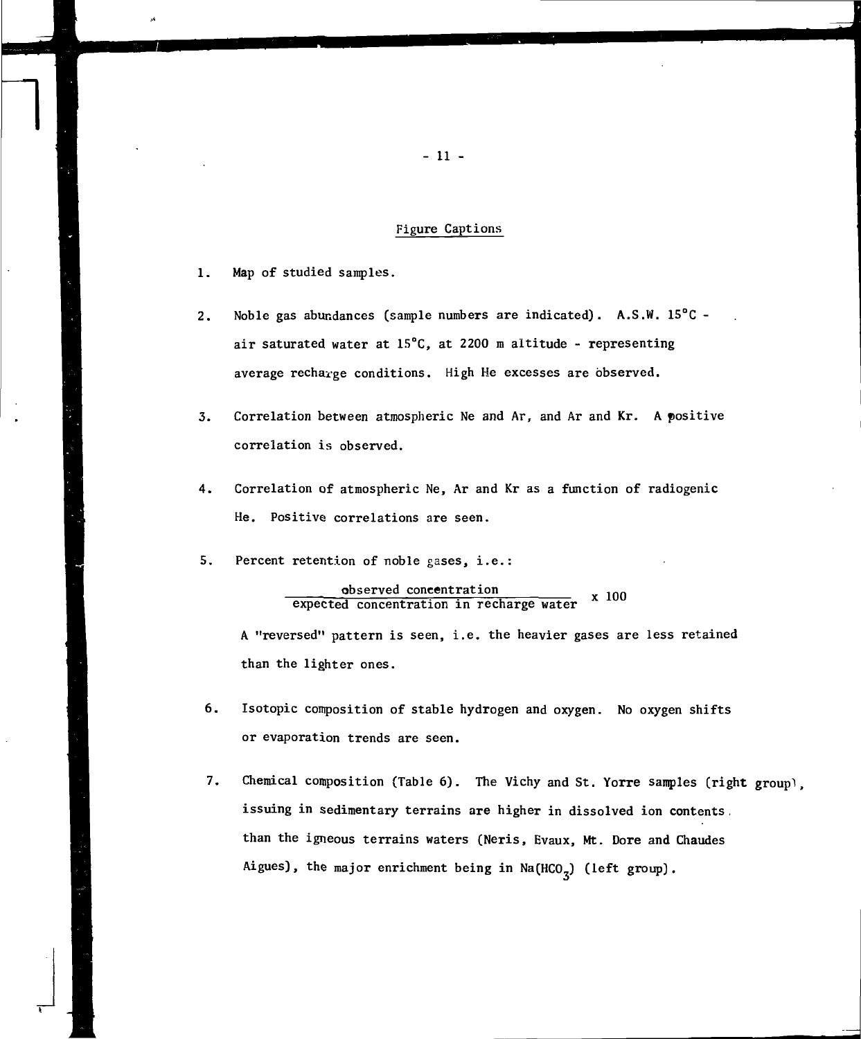## Figure Captions

1. Map of studied samples.

2. Noble gas abundances (sample numbers are indicated). A.S.W. 15°C - air saturated water at 15°C, at 2200 m altitude - representing average recharge conditions. High He excesses are observed.

3. Correlation between atmospheric Ne and Ar, and Ar and Kr. A positive correlation is observed.

4. Correlation of atmospheric Ne, Ar and Kr as a function of radiogenic He. Positive correlations are seen.

5. Percent retention of noble gases, i.e.:

$$\frac{\text{observed concentration}}{\text{expected concentration in recharge water}} \times 100$$

A "reversed" pattern is seen, i.e. the heavier gases are less retained than the lighter ones.

6. Isotopic composition of stable hydrogen and oxygen. No oxygen shifts or evaporation trends are seen.

7. Chemical composition (Table 6). The Vichy and St. Yorre samples (right group), issuing in sedimentary terrains are higher in dissolved ion contents than the igneous terrains waters (Neris, Evaux, Mt. Dore and Chaudes Aigues), the major enrichment being in $Na(HCO_3)$ (left group).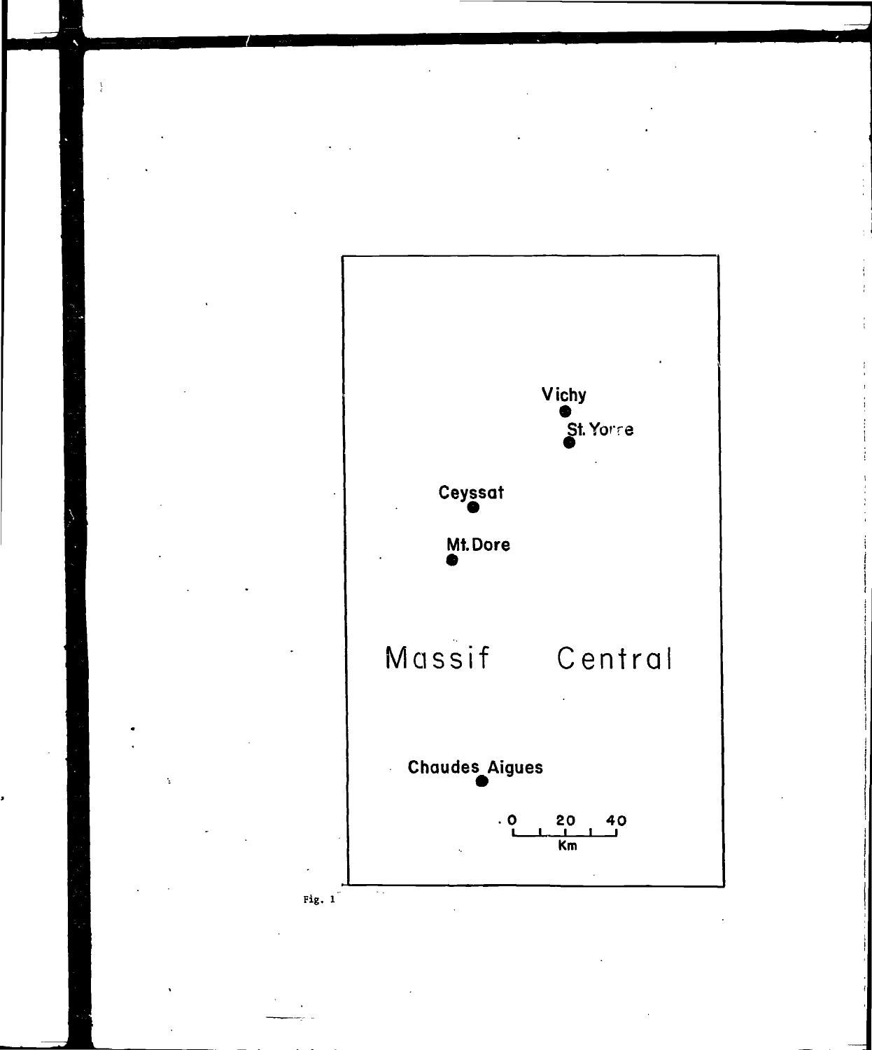Vichy

St. Yorre

Ceyssat

Mt. Dore

Massif Central

Chaudes Aigues

0 20 40

Km

Fig. 1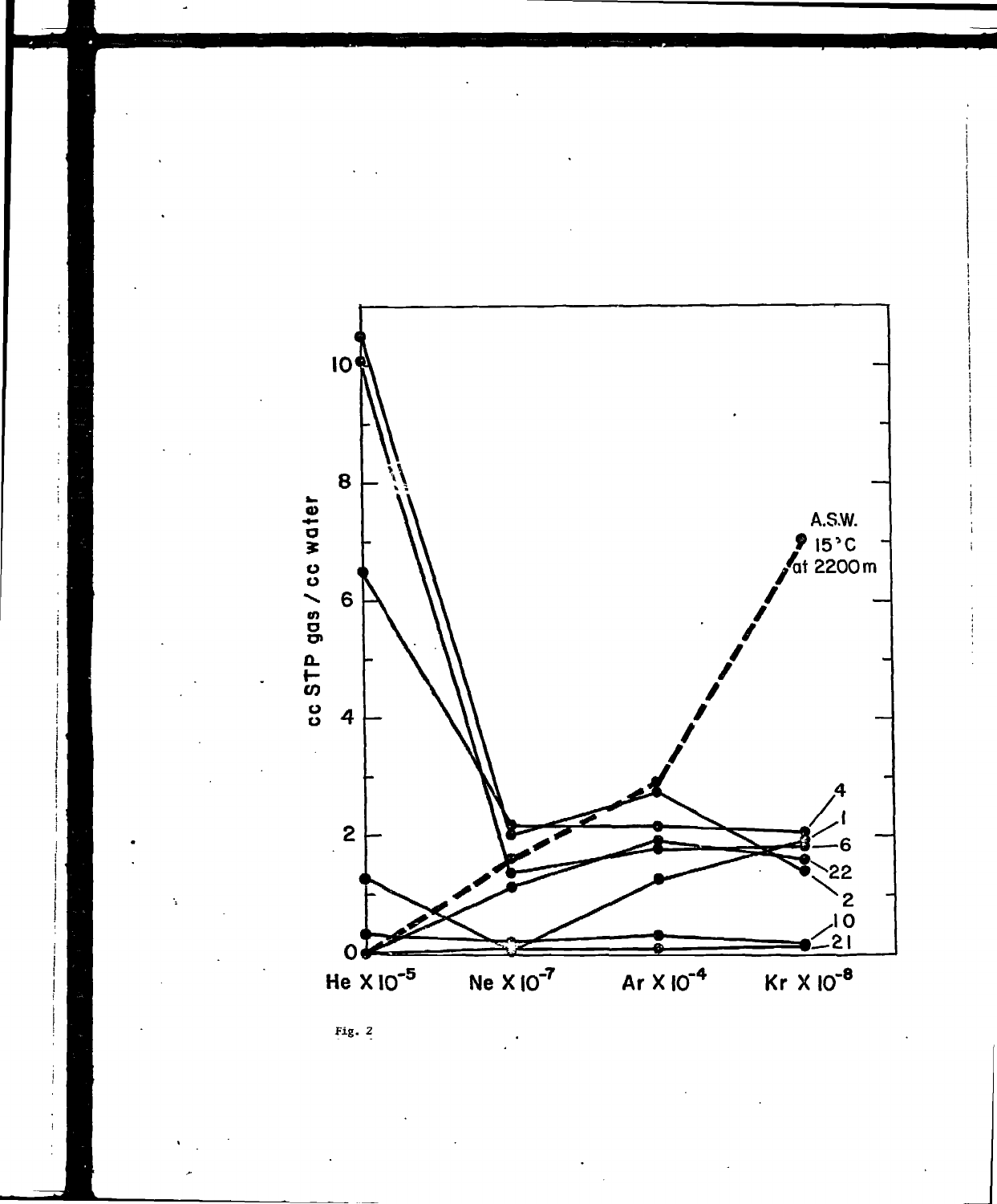Fig. 2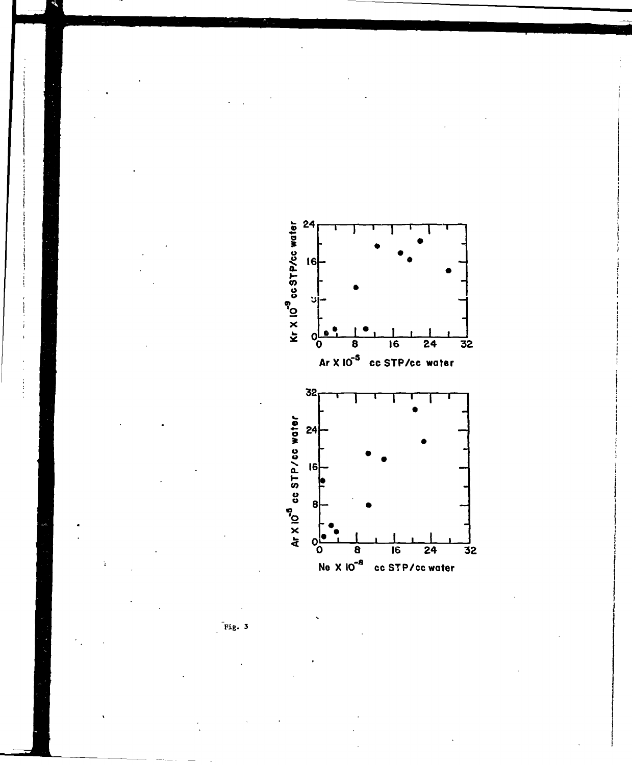Fig. 3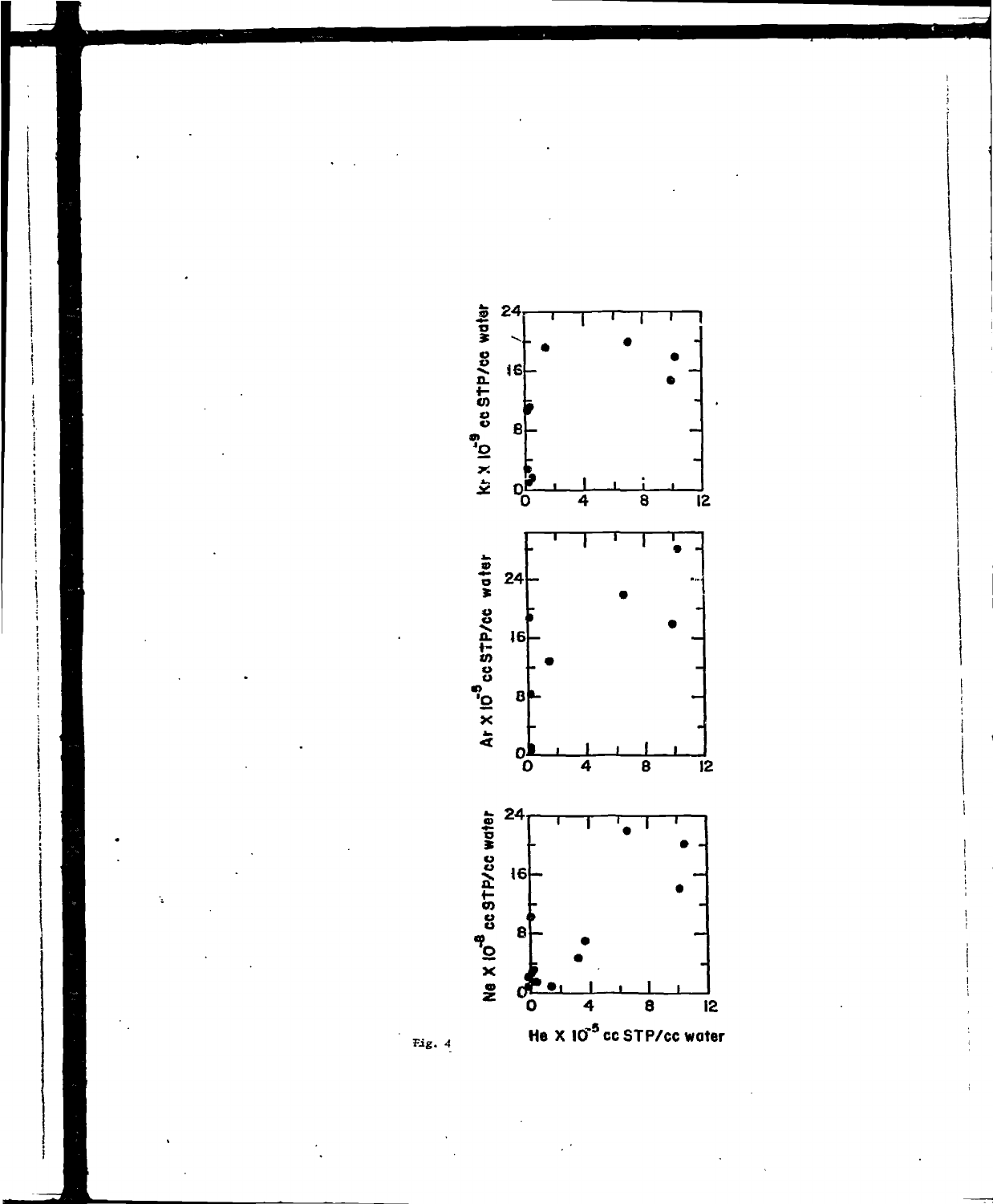Fig. 4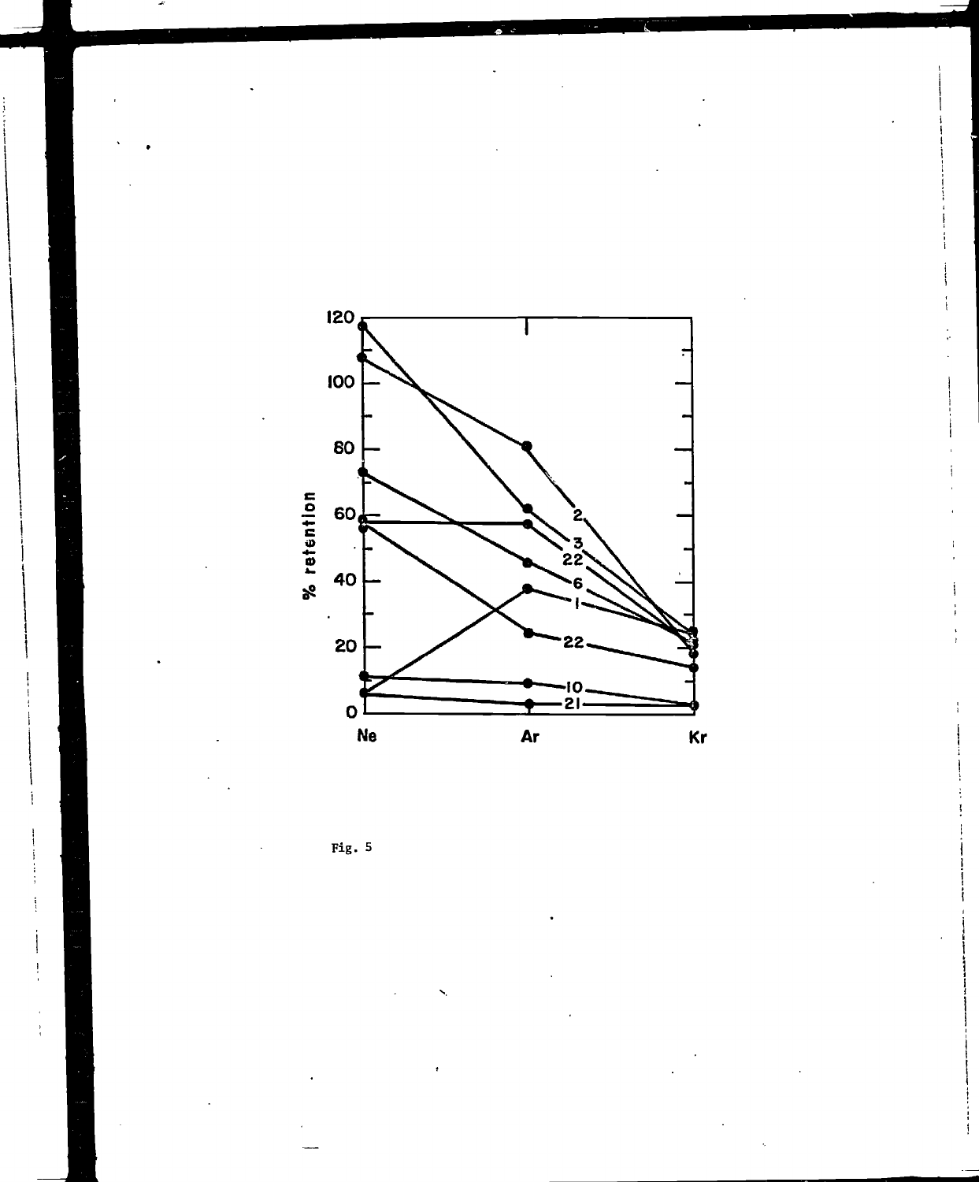Fig. 5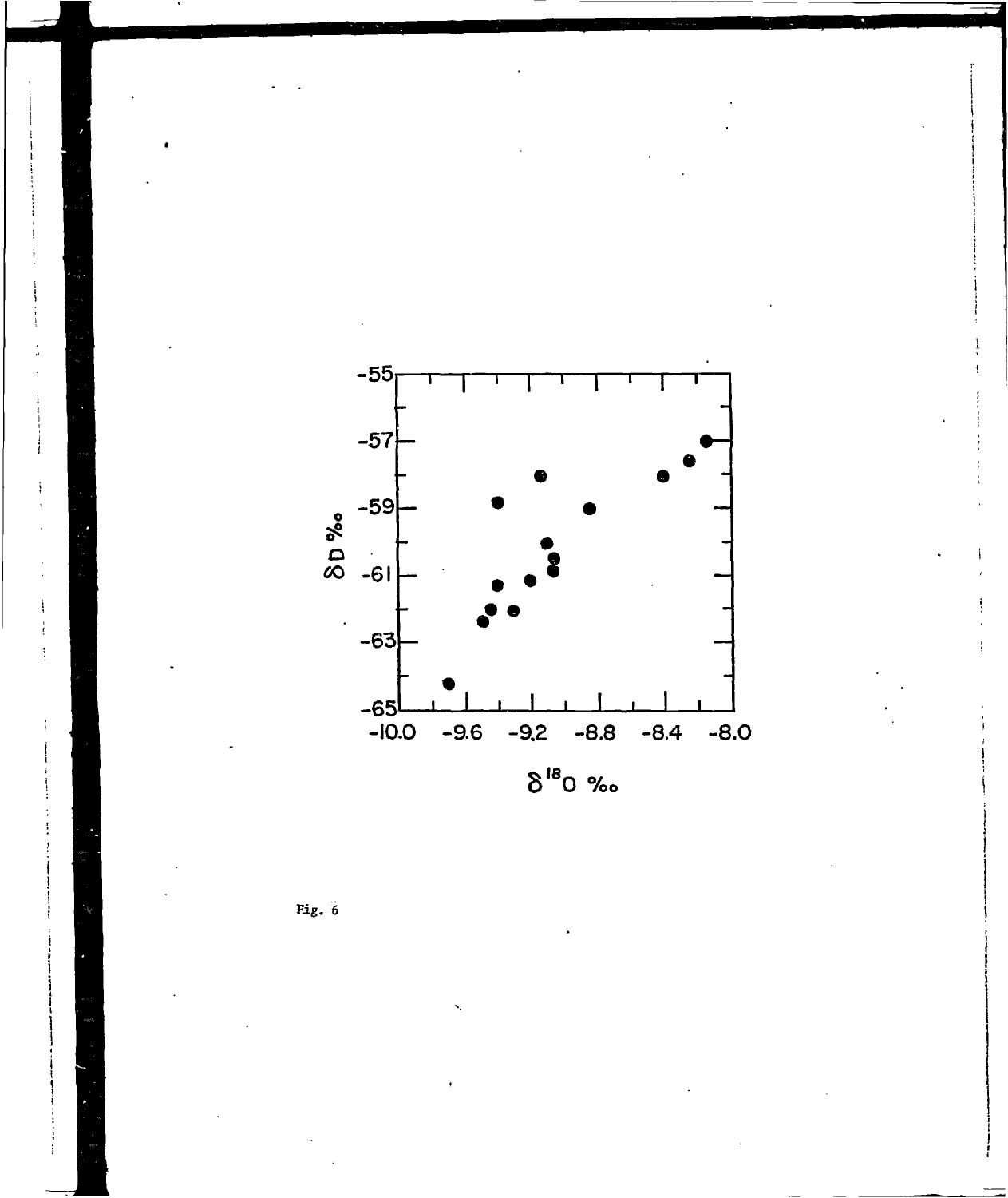Fig. 6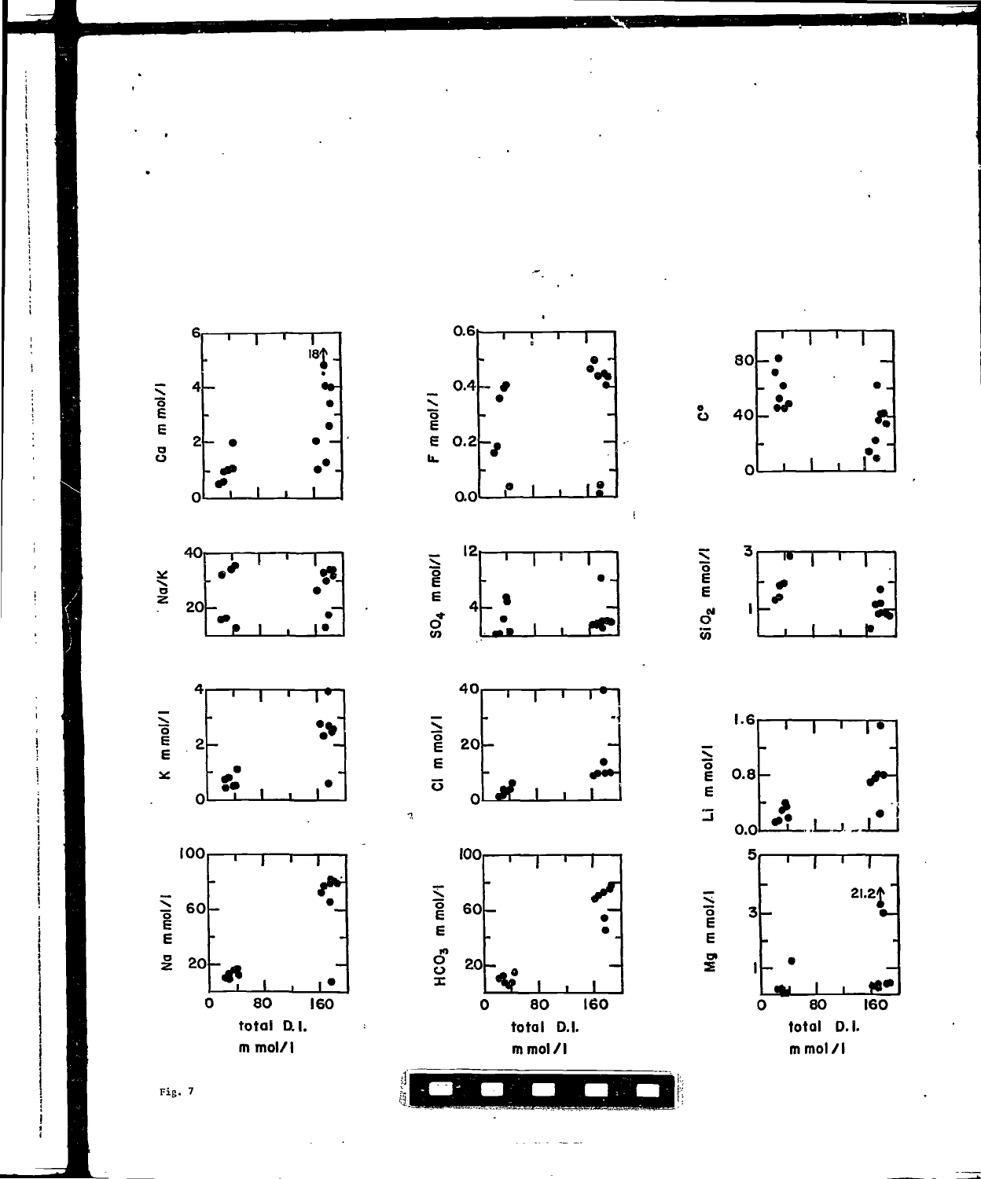6
4
2
0
Ca m mol/l
18↑

0.6
0.4
0.2
0.0
F m mol/l

80
40
0
C°

40
20
Na/K

12
4
$SO_4$ m mol/l

3
1
$SiO_2$ m mol/l

4
2
0
K m mol/l

40
20
0
Cl m mol/l

1.6
0.8
0.0
Li m mol/l

100
60
20
Na m mol/l
0
80
160
total D.I.
m mol/l

100
60
20
$HCO_3$ m mol/l
0
80
160
total D.I.
m mol/l

5
3
1
Mg m mol/l
21.2↑
0
80
160
total D.I.
m mol/l

Fig. 7